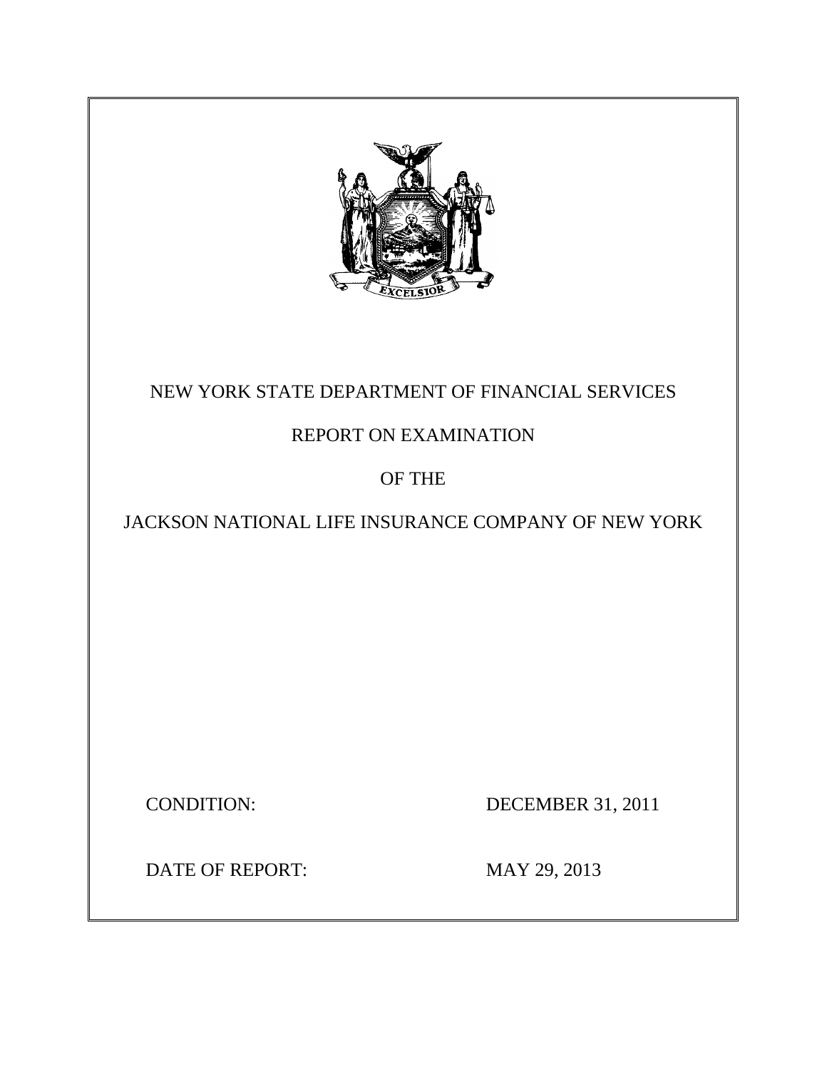NEW YORK STATE DEPARTMENT OF FINANCIAL SERVICES

REPORT ON EXAMINATION

OF THE

JACKSON NATIONAL LIFE INSURANCE COMPANY OF NEW YORK

CONDITION: DECEMBER 31, 2011

DATE OF REPORT: MAY 29, 2013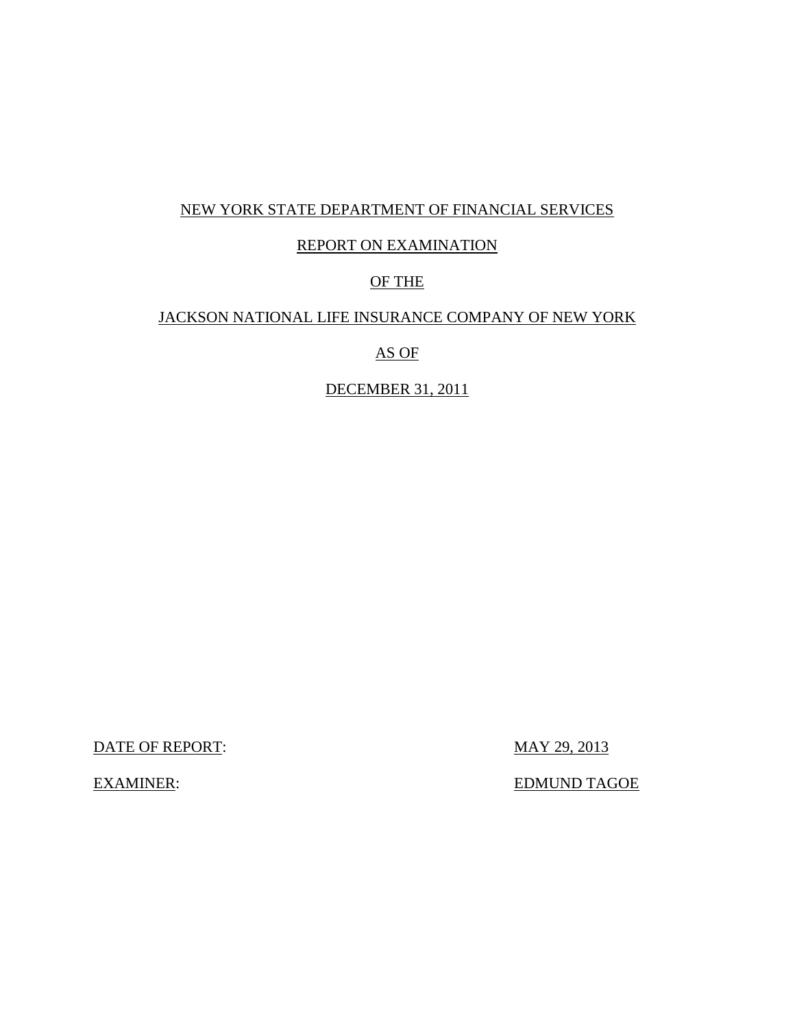NEW YORK STATE DEPARTMENT OF FINANCIAL SERVICES

REPORT ON EXAMINATION

OF THE

JACKSON NATIONAL LIFE INSURANCE COMPANY OF NEW YORK

AS OF

DECEMBER 31, 2011

DATE OF REPORT: MAY 29, 2013

EXAMINER: EDMUND TAGOE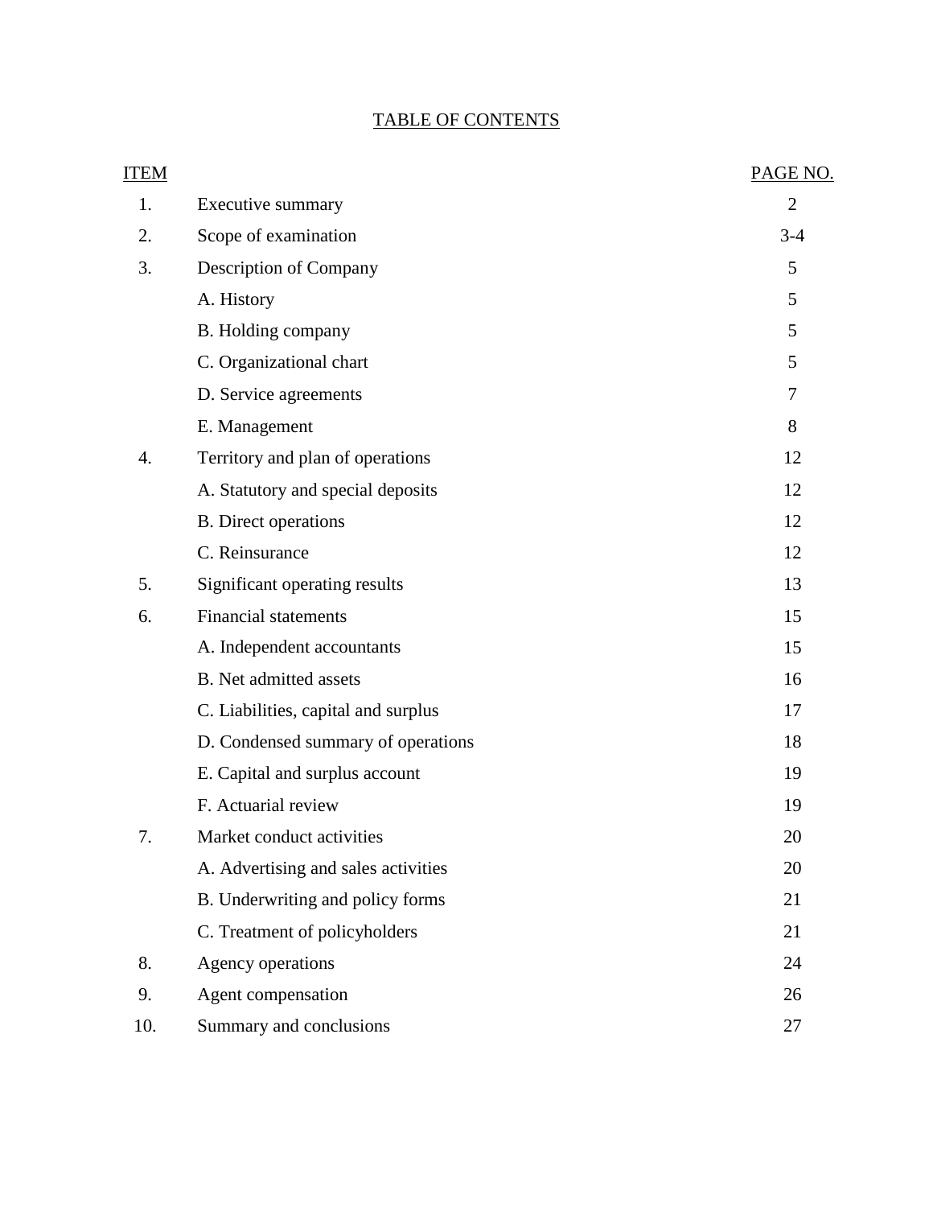# TABLE OF CONTENTS

| ITEM | | PAGE NO. |
|---|---|---|
| 1. | Executive summary | 2 |
| 2. | Scope of examination | 3-4 |
| 3. | Description of Company | 5 |
| | A. History | 5 |
| | B. Holding company | 5 |
| | C. Organizational chart | 5 |
| | D. Service agreements | 7 |
| | E. Management | 8 |
| 4. | Territory and plan of operations | 12 |
| | A. Statutory and special deposits | 12 |
| | B. Direct operations | 12 |
| | C. Reinsurance | 12 |
| 5. | Significant operating results | 13 |
| 6. | Financial statements | 15 |
| | A. Independent accountants | 15 |
| | B. Net admitted assets | 16 |
| | C. Liabilities, capital and surplus | 17 |
| | D. Condensed summary of operations | 18 |
| | E. Capital and surplus account | 19 |
| | F. Actuarial review | 19 |
| 7. | Market conduct activities | 20 |
| | A. Advertising and sales activities | 20 |
| | B. Underwriting and policy forms | 21 |
| | C. Treatment of policyholders | 21 |
| 8. | Agency operations | 24 |
| 9. | Agent compensation | 26 |
| 10. | Summary and conclusions | 27 |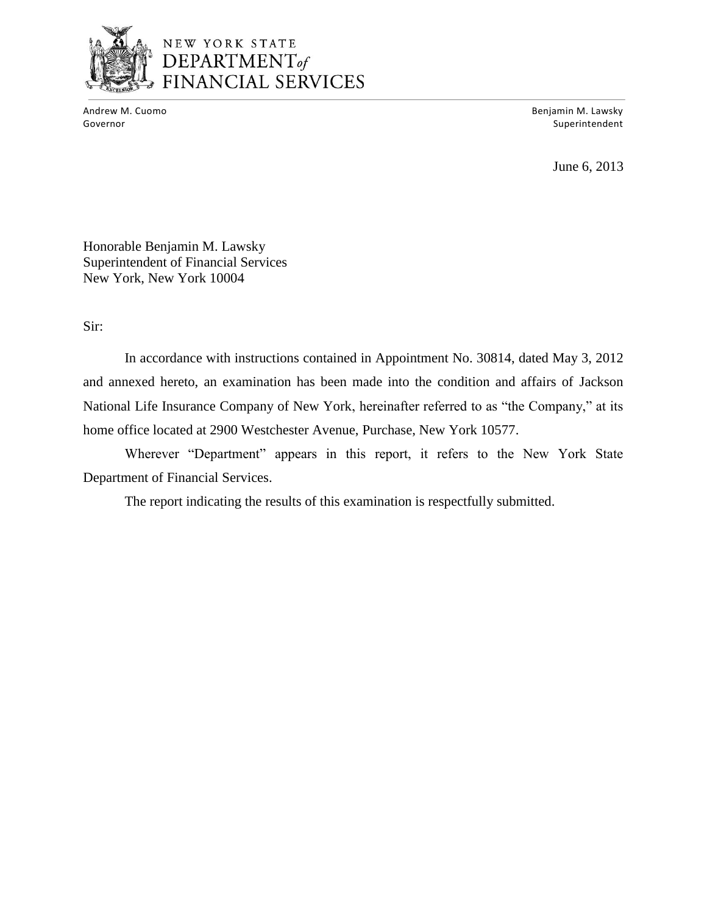NEW YORK STATE
DEPARTMENT *of*
FINANCIAL SERVICES

Andrew M. Cuomo
Governor

Benjamin M. Lawsky
Superintendent

June 6, 2013

Honorable Benjamin M. Lawsky
Superintendent of Financial Services
New York, New York 10004

Sir:

In accordance with instructions contained in Appointment No. 30814, dated May 3, 2012 and annexed hereto, an examination has been made into the condition and affairs of Jackson National Life Insurance Company of New York, hereinafter referred to as "the Company," at its home office located at 2900 Westchester Avenue, Purchase, New York 10577.

Wherever "Department" appears in this report, it refers to the New York State Department of Financial Services.

The report indicating the results of this examination is respectfully submitted.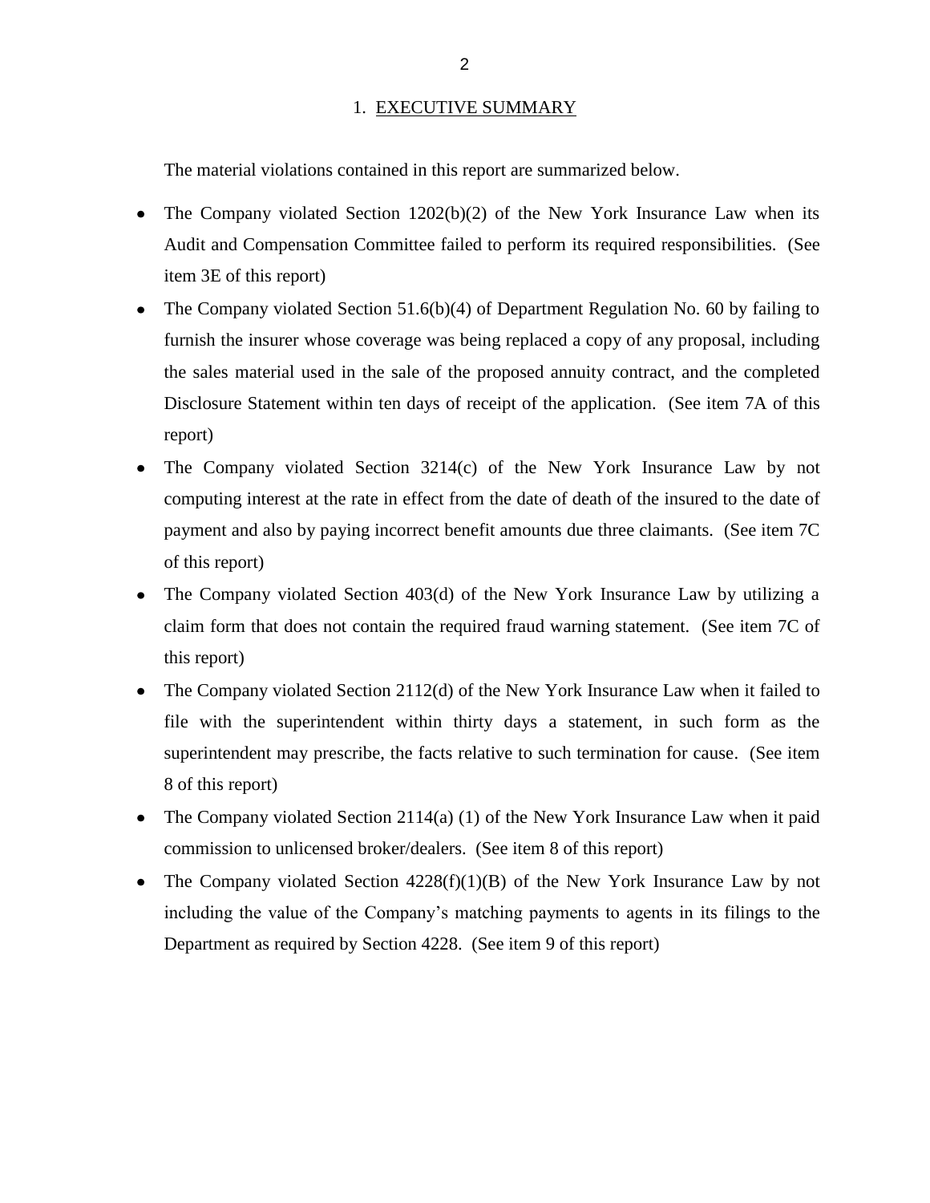## 1. EXECUTIVE SUMMARY

The material violations contained in this report are summarized below.

- The Company violated Section 1202(b)(2) of the New York Insurance Law when its Audit and Compensation Committee failed to perform its required responsibilities. (See item 3E of this report)
- The Company violated Section 51.6(b)(4) of Department Regulation No. 60 by failing to furnish the insurer whose coverage was being replaced a copy of any proposal, including the sales material used in the sale of the proposed annuity contract, and the completed Disclosure Statement within ten days of receipt of the application. (See item 7A of this report)
- The Company violated Section 3214(c) of the New York Insurance Law by not computing interest at the rate in effect from the date of death of the insured to the date of payment and also by paying incorrect benefit amounts due three claimants. (See item 7C of this report)
- The Company violated Section 403(d) of the New York Insurance Law by utilizing a claim form that does not contain the required fraud warning statement. (See item 7C of this report)
- The Company violated Section 2112(d) of the New York Insurance Law when it failed to file with the superintendent within thirty days a statement, in such form as the superintendent may prescribe, the facts relative to such termination for cause. (See item 8 of this report)
- The Company violated Section 2114(a) (1) of the New York Insurance Law when it paid commission to unlicensed broker/dealers. (See item 8 of this report)
- The Company violated Section 4228(f)(1)(B) of the New York Insurance Law by not including the value of the Company's matching payments to agents in its filings to the Department as required by Section 4228. (See item 9 of this report)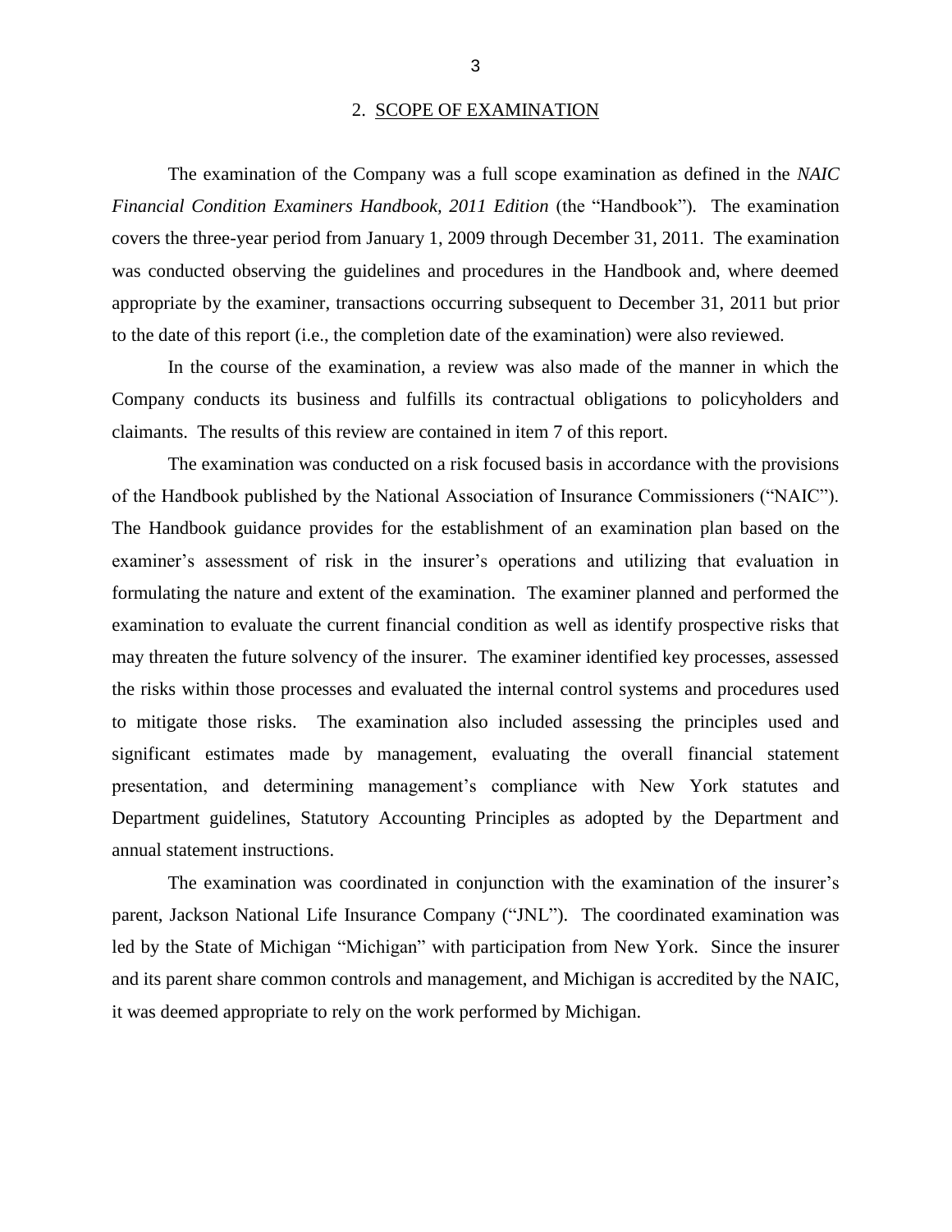## 2. SCOPE OF EXAMINATION

The examination of the Company was a full scope examination as defined in the *NAIC Financial Condition Examiners Handbook, 2011 Edition* (the "Handbook"). The examination covers the three-year period from January 1, 2009 through December 31, 2011. The examination was conducted observing the guidelines and procedures in the Handbook and, where deemed appropriate by the examiner, transactions occurring subsequent to December 31, 2011 but prior to the date of this report (i.e., the completion date of the examination) were also reviewed.

In the course of the examination, a review was also made of the manner in which the Company conducts its business and fulfills its contractual obligations to policyholders and claimants. The results of this review are contained in item 7 of this report.

The examination was conducted on a risk focused basis in accordance with the provisions of the Handbook published by the National Association of Insurance Commissioners ("NAIC"). The Handbook guidance provides for the establishment of an examination plan based on the examiner's assessment of risk in the insurer's operations and utilizing that evaluation in formulating the nature and extent of the examination. The examiner planned and performed the examination to evaluate the current financial condition as well as identify prospective risks that may threaten the future solvency of the insurer. The examiner identified key processes, assessed the risks within those processes and evaluated the internal control systems and procedures used to mitigate those risks. The examination also included assessing the principles used and significant estimates made by management, evaluating the overall financial statement presentation, and determining management's compliance with New York statutes and Department guidelines, Statutory Accounting Principles as adopted by the Department and annual statement instructions.

The examination was coordinated in conjunction with the examination of the insurer's parent, Jackson National Life Insurance Company ("JNL"). The coordinated examination was led by the State of Michigan "Michigan" with participation from New York. Since the insurer and its parent share common controls and management, and Michigan is accredited by the NAIC, it was deemed appropriate to rely on the work performed by Michigan.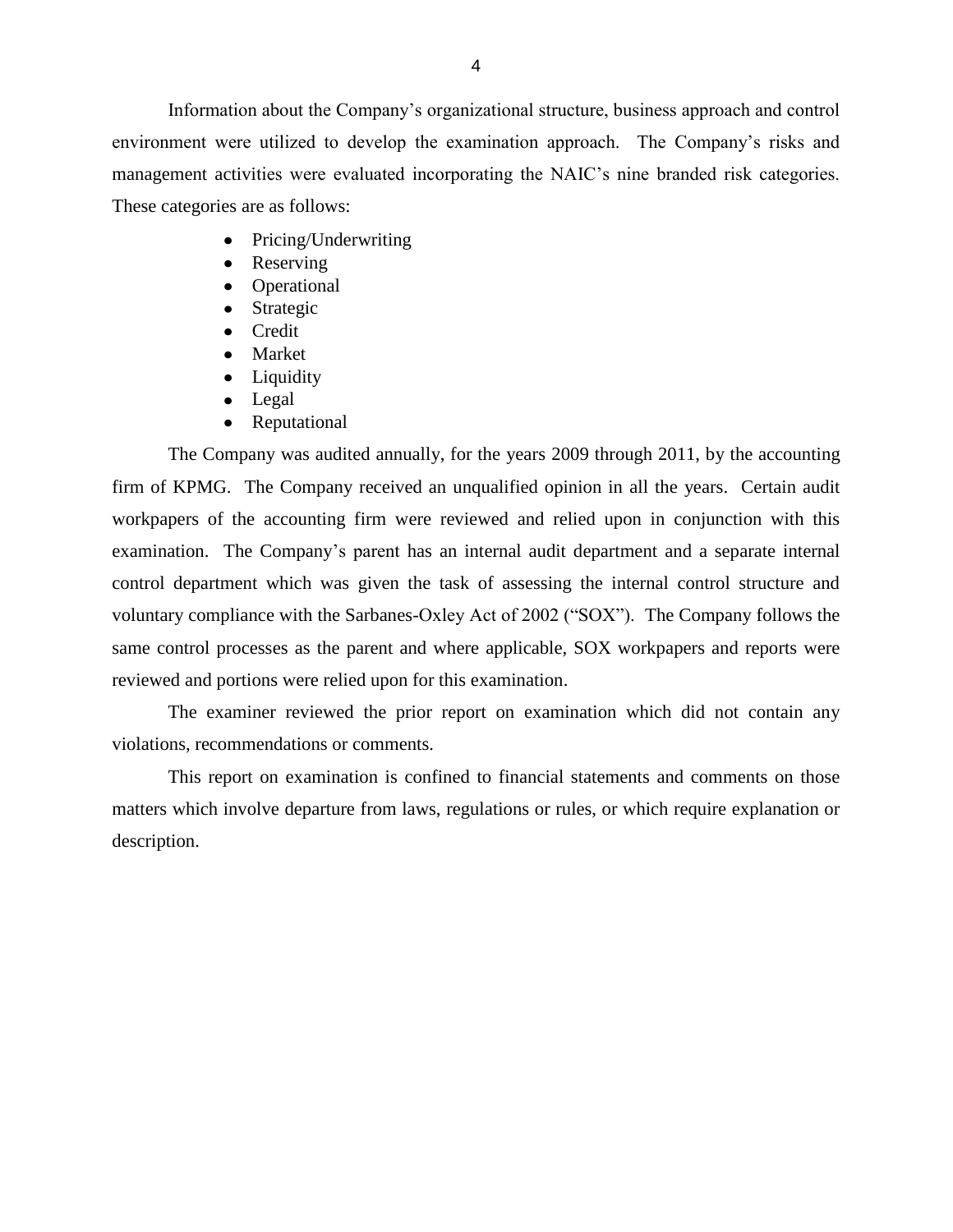Information about the Company's organizational structure, business approach and control environment were utilized to develop the examination approach. The Company's risks and management activities were evaluated incorporating the NAIC's nine branded risk categories. These categories are as follows:

- Pricing/Underwriting
- Reserving
- Operational
- Strategic
- Credit
- Market
- Liquidity
- Legal
- Reputational

The Company was audited annually, for the years 2009 through 2011, by the accounting firm of KPMG. The Company received an unqualified opinion in all the years. Certain audit workpapers of the accounting firm were reviewed and relied upon in conjunction with this examination. The Company's parent has an internal audit department and a separate internal control department which was given the task of assessing the internal control structure and voluntary compliance with the Sarbanes-Oxley Act of 2002 ("SOX"). The Company follows the same control processes as the parent and where applicable, SOX workpapers and reports were reviewed and portions were relied upon for this examination.

The examiner reviewed the prior report on examination which did not contain any violations, recommendations or comments.

This report on examination is confined to financial statements and comments on those matters which involve departure from laws, regulations or rules, or which require explanation or description.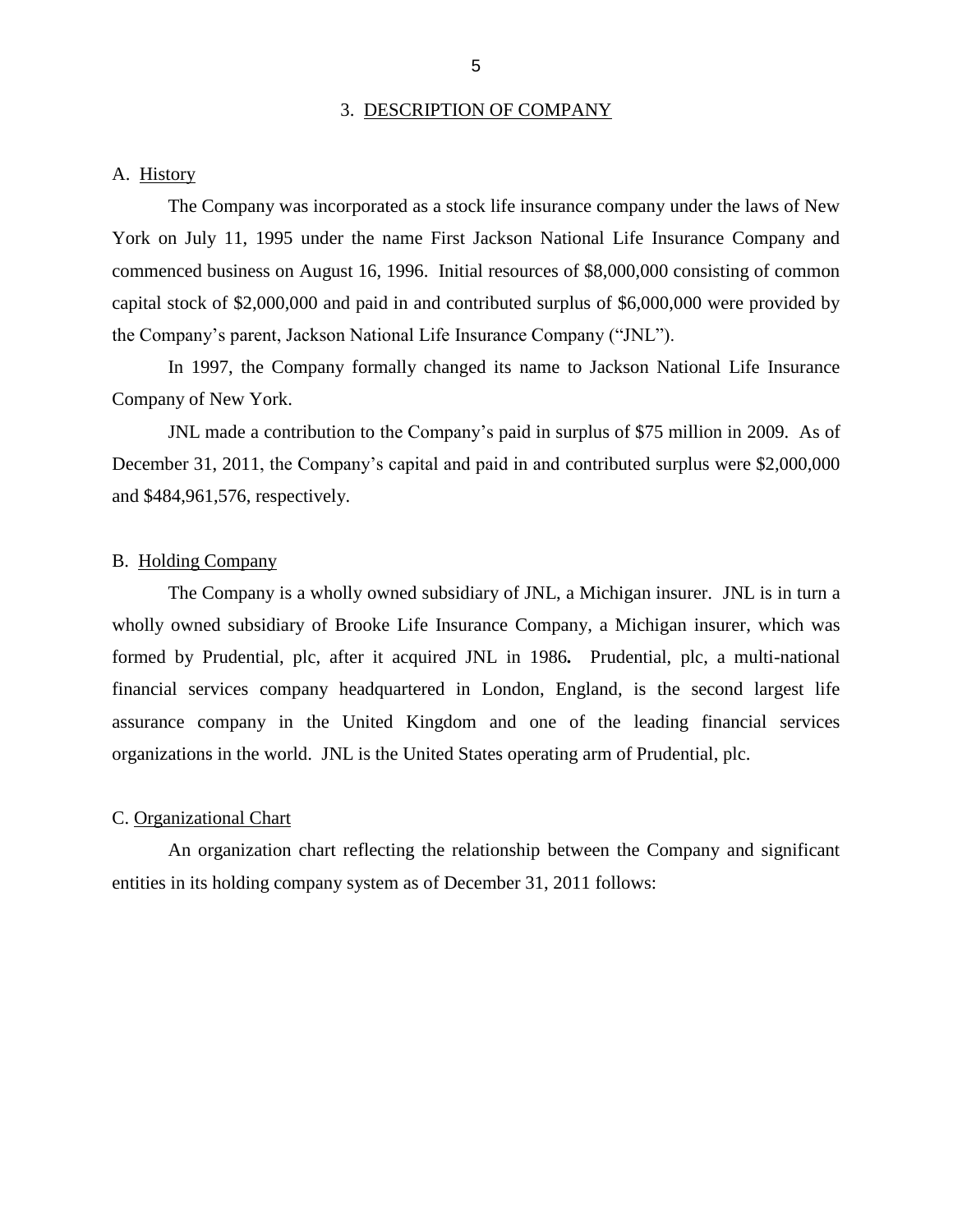## 3. DESCRIPTION OF COMPANY

### A. History

The Company was incorporated as a stock life insurance company under the laws of New York on July 11, 1995 under the name First Jackson National Life Insurance Company and commenced business on August 16, 1996. Initial resources of $8,000,000 consisting of common capital stock of $2,000,000 and paid in and contributed surplus of $6,000,000 were provided by the Company's parent, Jackson National Life Insurance Company ("JNL").

In 1997, the Company formally changed its name to Jackson National Life Insurance Company of New York.

JNL made a contribution to the Company's paid in surplus of $75 million in 2009. As of December 31, 2011, the Company's capital and paid in and contributed surplus were $2,000,000 and $484,961,576, respectively.

### B. Holding Company

The Company is a wholly owned subsidiary of JNL, a Michigan insurer. JNL is in turn a wholly owned subsidiary of Brooke Life Insurance Company, a Michigan insurer, which was formed by Prudential, plc, after it acquired JNL in 1986**.** Prudential, plc, a multi-national financial services company headquartered in London, England, is the second largest life assurance company in the United Kingdom and one of the leading financial services organizations in the world. JNL is the United States operating arm of Prudential, plc.

### C. Organizational Chart

An organization chart reflecting the relationship between the Company and significant entities in its holding company system as of December 31, 2011 follows: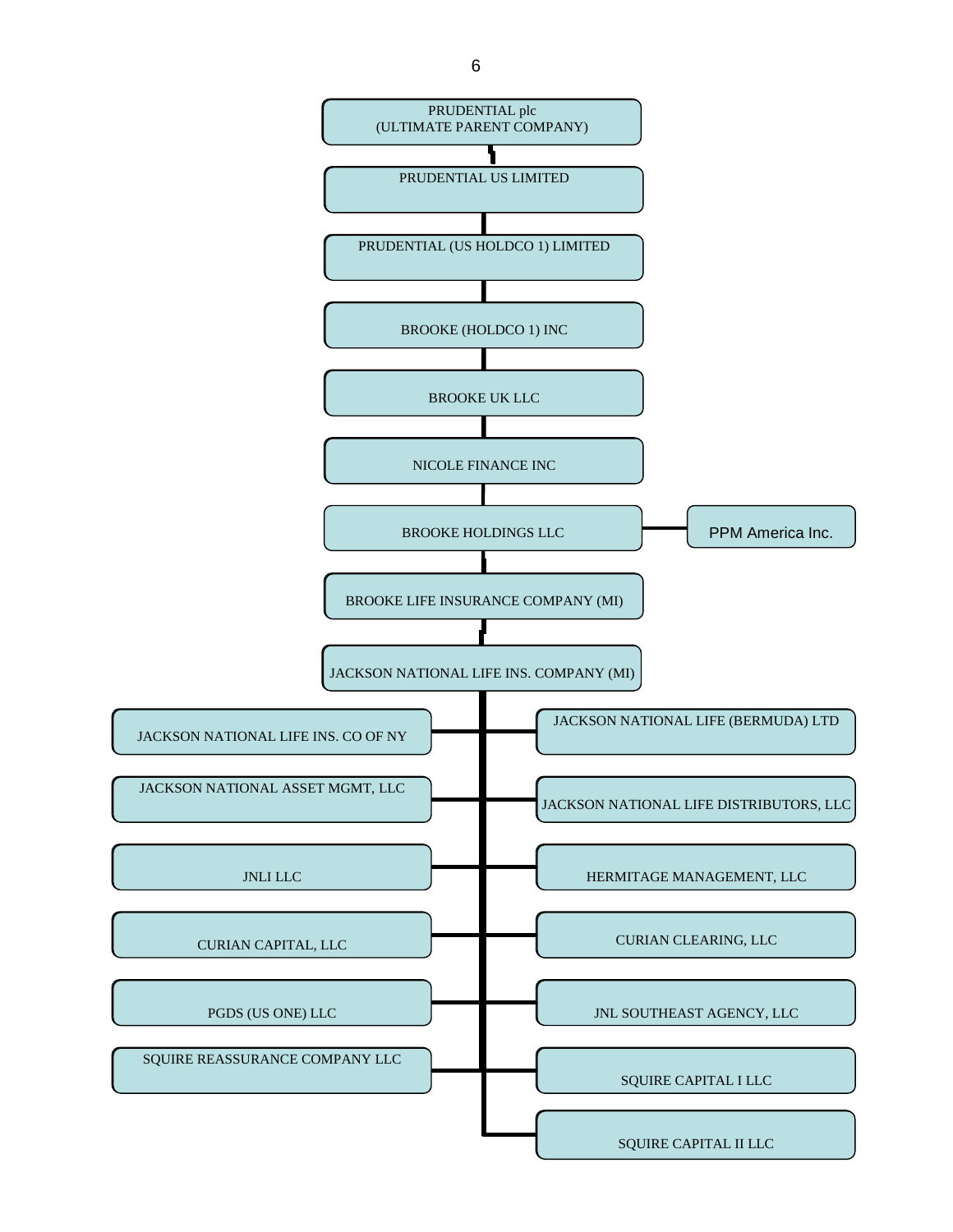PRUDENTIAL plc
(ULTIMATE PARENT COMPANY)

- PRUDENTIAL US LIMITED
  - PRUDENTIAL (US HOLDCO 1) LIMITED
    - BROOKE (HOLDCO 1) INC
      - BROOKE UK LLC
        - NICOLE FINANCE INC
          - BROOKE HOLDINGS LLC
            - PPM America Inc.
            - BROOKE LIFE INSURANCE COMPANY (MI)
              - JACKSON NATIONAL LIFE INS. COMPANY (MI)
                - JACKSON NATIONAL LIFE INS. CO OF NY
                - JACKSON NATIONAL LIFE (BERMUDA) LTD
                - JACKSON NATIONAL ASSET MGMT, LLC
                - JACKSON NATIONAL LIFE DISTRIBUTORS, LLC
                - JNLI LLC
                - HERMITAGE MANAGEMENT, LLC
                - CURIAN CAPITAL, LLC
                - CURIAN CLEARING, LLC
                - PGDS (US ONE) LLC
                - JNL SOUTHEAST AGENCY, LLC
                - SQUIRE REASSURANCE COMPANY LLC
                - SQUIRE CAPITAL I LLC
                - SQUIRE CAPITAL II LLC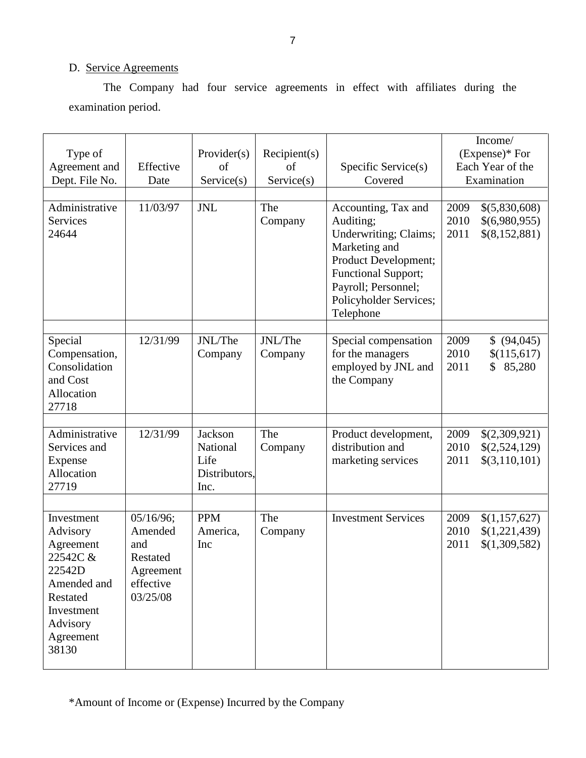D. Service Agreements

The Company had four service agreements in effect with affiliates during the examination period.

| Type of Agreement and Dept. File No. | Effective Date | Provider(s) of Service(s) | Recipient(s) of Service(s) | Specific Service(s) Covered | Income/ (Expense)* For Each Year of the Examination |
|---|---|---|---|---|---|
| Administrative Services 24644 | 11/03/97 | JNL | The Company | Accounting, Tax and Auditing; Underwriting; Claims; Marketing and Product Development; Functional Support; Payroll; Personnel; Policyholder Services; Telephone | 2009 $(5,830,608)<br>2010 $(6,980,955)<br>2011 $(8,152,881) |
| Special Compensation, Consolidation and Cost Allocation 27718 | 12/31/99 | JNL/The Company | JNL/The Company | Special compensation for the managers employed by JNL and the Company | 2009 $ (94,045)<br>2010 $(115,617)<br>2011 $ 85,280 |
| Administrative Services and Expense Allocation 27719 | 12/31/99 | Jackson National Life Distributors, Inc. | The Company | Product development, distribution and marketing services | 2009 $(2,309,921)<br>2010 $(2,524,129)<br>2011 $(3,110,101) |
| Investment Advisory Agreement 22542C & 22542D Amended and Restated Investment Advisory Agreement 38130 | 05/16/96; Amended and Restated Agreement effective 03/25/08 | PPM America, Inc | The Company | Investment Services | 2009 $(1,157,627)<br>2010 $(1,221,439)<br>2011 $(1,309,582) |

*Amount of Income or (Expense) Incurred by the Company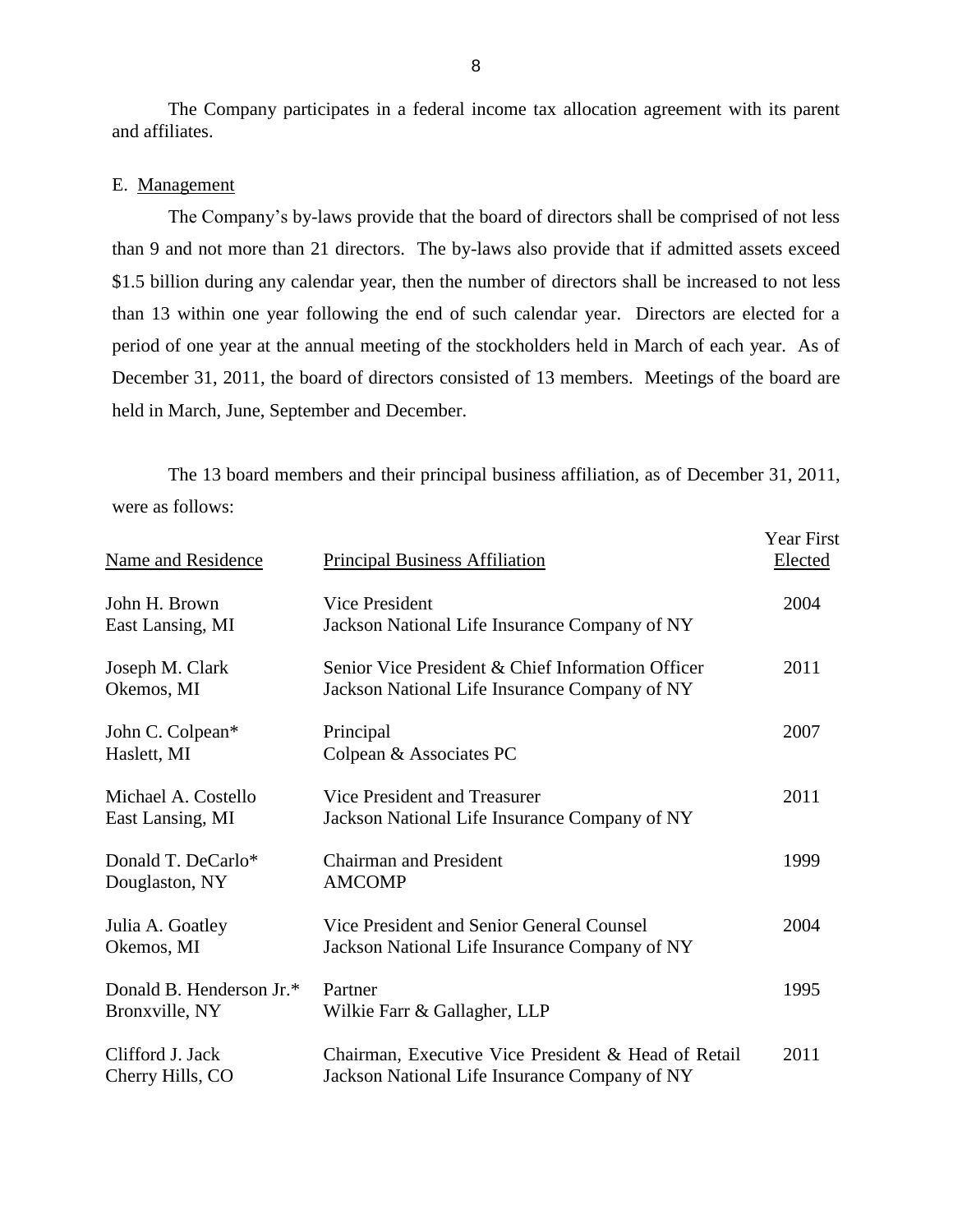The Company participates in a federal income tax allocation agreement with its parent and affiliates.

E. Management

The Company's by-laws provide that the board of directors shall be comprised of not less than 9 and not more than 21 directors. The by-laws also provide that if admitted assets exceed $1.5 billion during any calendar year, then the number of directors shall be increased to not less than 13 within one year following the end of such calendar year. Directors are elected for a period of one year at the annual meeting of the stockholders held in March of each year. As of December 31, 2011, the board of directors consisted of 13 members. Meetings of the board are held in March, June, September and December.

The 13 board members and their principal business affiliation, as of December 31, 2011, were as follows:

| Name and Residence | Principal Business Affiliation | Year First Elected |
|---|---|---|
| John H. Brown<br>East Lansing, MI | Vice President<br>Jackson National Life Insurance Company of NY | 2004 |
| Joseph M. Clark<br>Okemos, MI | Senior Vice President & Chief Information Officer<br>Jackson National Life Insurance Company of NY | 2011 |
| John C. Colpean*<br>Haslett, MI | Principal<br>Colpean & Associates PC | 2007 |
| Michael A. Costello<br>East Lansing, MI | Vice President and Treasurer<br>Jackson National Life Insurance Company of NY | 2011 |
| Donald T. DeCarlo*<br>Douglaston, NY | Chairman and President<br>AMCOMP | 1999 |
| Julia A. Goatley<br>Okemos, MI | Vice President and Senior General Counsel<br>Jackson National Life Insurance Company of NY | 2004 |
| Donald B. Henderson Jr.*<br>Bronxville, NY | Partner<br>Wilkie Farr & Gallagher, LLP | 1995 |
| Clifford J. Jack<br>Cherry Hills, CO | Chairman, Executive Vice President & Head of Retail<br>Jackson National Life Insurance Company of NY | 2011 |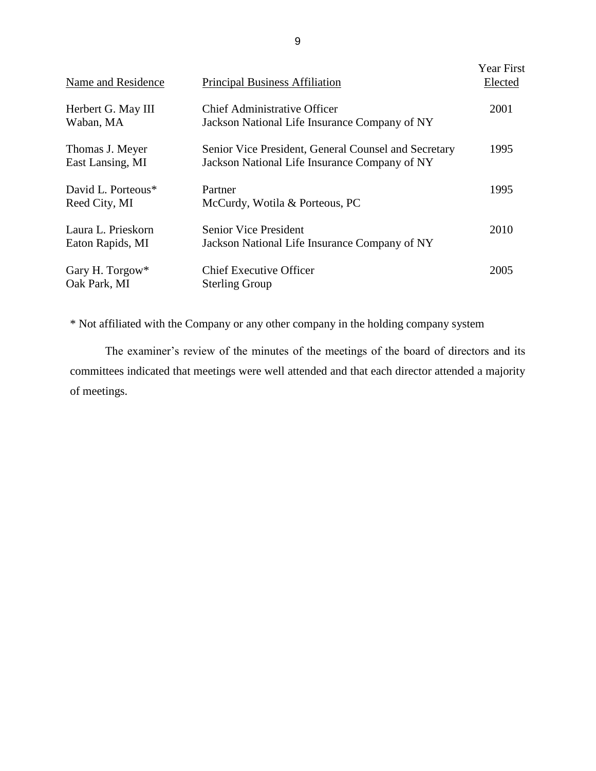| Name and Residence | Principal Business Affiliation | Year First Elected |
|---|---|---|
| Herbert G. May III<br>Waban, MA | Chief Administrative Officer<br>Jackson National Life Insurance Company of NY | 2001 |
| Thomas J. Meyer<br>East Lansing, MI | Senior Vice President, General Counsel and Secretary<br>Jackson National Life Insurance Company of NY | 1995 |
| David L. Porteous*<br>Reed City, MI | Partner<br>McCurdy, Wotila & Porteous, PC | 1995 |
| Laura L. Prieskorn<br>Eaton Rapids, MI | Senior Vice President<br>Jackson National Life Insurance Company of NY | 2010 |
| Gary H. Torgow*<br>Oak Park, MI | Chief Executive Officer<br>Sterling Group | 2005 |

* Not affiliated with the Company or any other company in the holding company system

The examiner's review of the minutes of the meetings of the board of directors and its committees indicated that meetings were well attended and that each director attended a majority of meetings.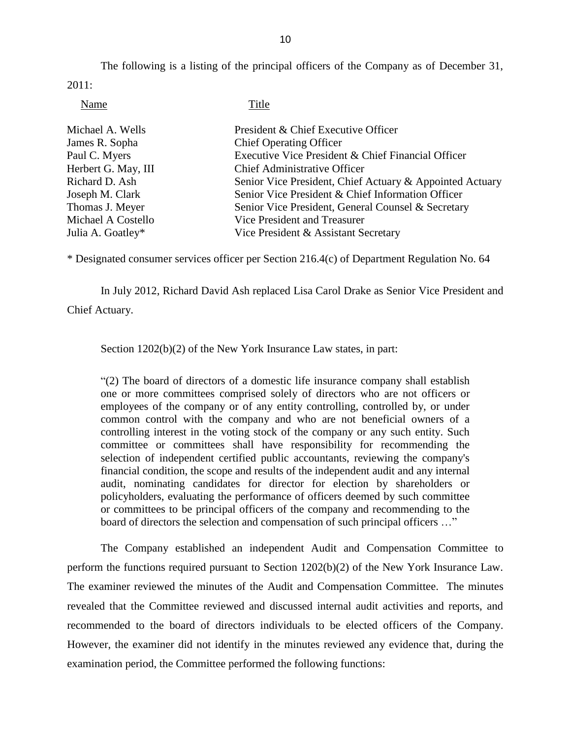The following is a listing of the principal officers of the Company as of December 31, 2011:

| Name | Title |
|---|---|
| Michael A. Wells | President & Chief Executive Officer |
| James R. Sopha | Chief Operating Officer |
| Paul C. Myers | Executive Vice President & Chief Financial Officer |
| Herbert G. May, III | Chief Administrative Officer |
| Richard D. Ash | Senior Vice President, Chief Actuary & Appointed Actuary |
| Joseph M. Clark | Senior Vice President & Chief Information Officer |
| Thomas J. Meyer | Senior Vice President, General Counsel & Secretary |
| Michael A Costello | Vice President and Treasurer |
| Julia A. Goatley* | Vice President & Assistant Secretary |

\* Designated consumer services officer per Section 216.4(c) of Department Regulation No. 64

In July 2012, Richard David Ash replaced Lisa Carol Drake as Senior Vice President and Chief Actuary.

Section 1202(b)(2) of the New York Insurance Law states, in part:

> "(2) The board of directors of a domestic life insurance company shall establish one or more committees comprised solely of directors who are not officers or employees of the company or of any entity controlling, controlled by, or under common control with the company and who are not beneficial owners of a controlling interest in the voting stock of the company or any such entity. Such committee or committees shall have responsibility for recommending the selection of independent certified public accountants, reviewing the company's financial condition, the scope and results of the independent audit and any internal audit, nominating candidates for director for election by shareholders or policyholders, evaluating the performance of officers deemed by such committee or committees to be principal officers of the company and recommending to the board of directors the selection and compensation of such principal officers …"

The Company established an independent Audit and Compensation Committee to perform the functions required pursuant to Section 1202(b)(2) of the New York Insurance Law. The examiner reviewed the minutes of the Audit and Compensation Committee. The minutes revealed that the Committee reviewed and discussed internal audit activities and reports, and recommended to the board of directors individuals to be elected officers of the Company. However, the examiner did not identify in the minutes reviewed any evidence that, during the examination period, the Committee performed the following functions: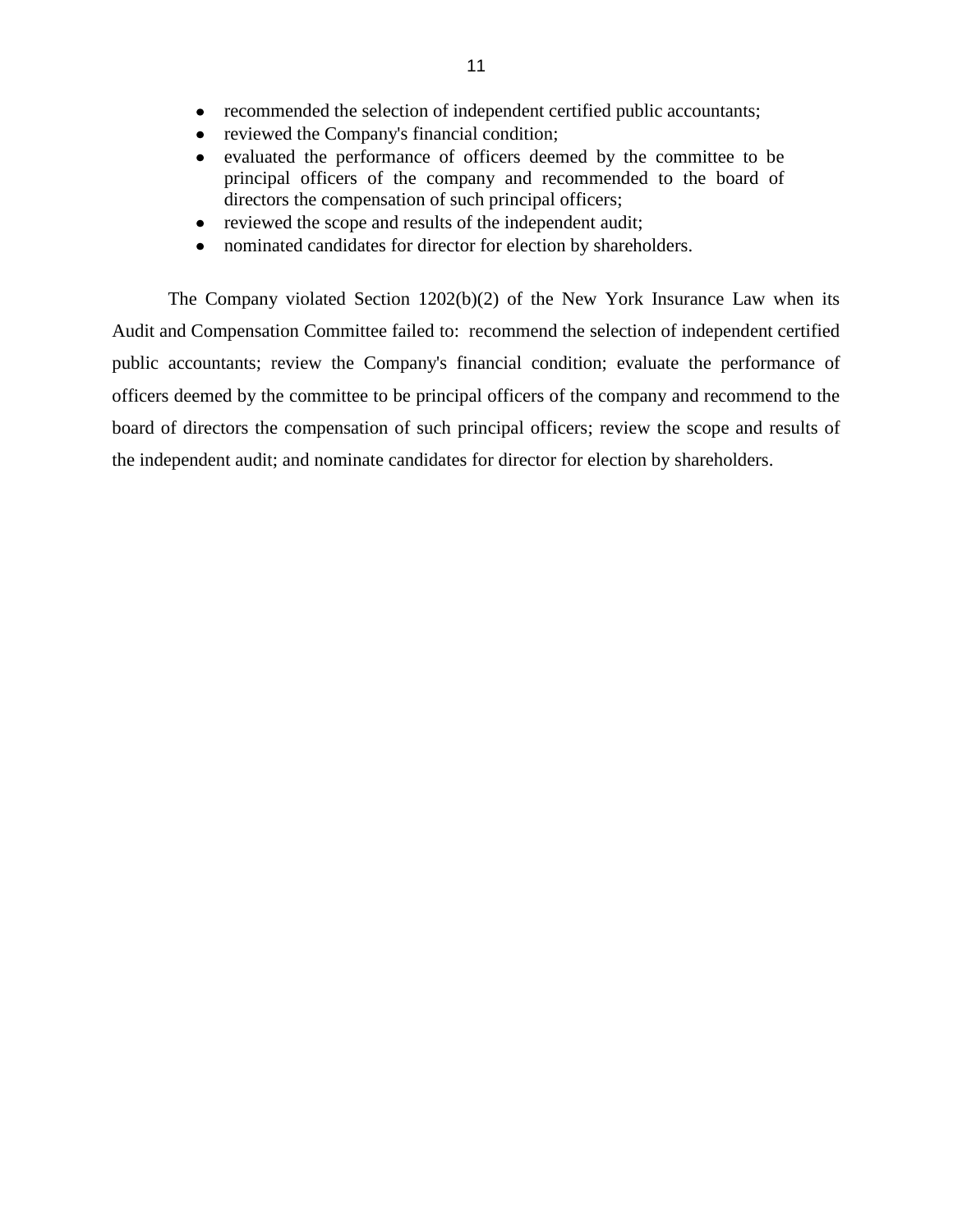- recommended the selection of independent certified public accountants;
- reviewed the Company's financial condition;
- evaluated the performance of officers deemed by the committee to be principal officers of the company and recommended to the board of directors the compensation of such principal officers;
- reviewed the scope and results of the independent audit;
- nominated candidates for director for election by shareholders.

The Company violated Section 1202(b)(2) of the New York Insurance Law when its Audit and Compensation Committee failed to: recommend the selection of independent certified public accountants; review the Company's financial condition; evaluate the performance of officers deemed by the committee to be principal officers of the company and recommend to the board of directors the compensation of such principal officers; review the scope and results of the independent audit; and nominate candidates for director for election by shareholders.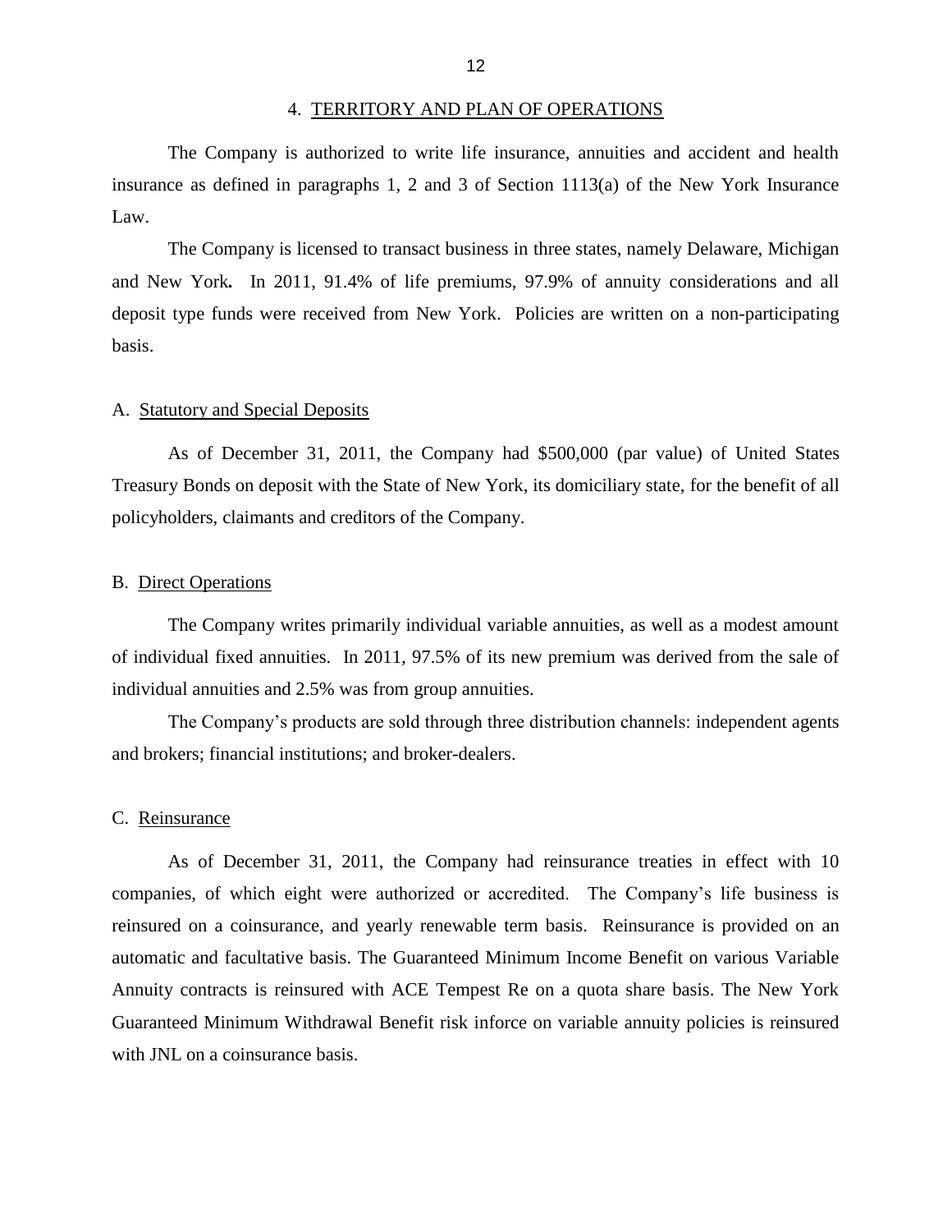## 4. TERRITORY AND PLAN OF OPERATIONS

The Company is authorized to write life insurance, annuities and accident and health insurance as defined in paragraphs 1, 2 and 3 of Section 1113(a) of the New York Insurance Law.

The Company is licensed to transact business in three states, namely Delaware, Michigan and New York**.** In 2011, 91.4% of life premiums, 97.9% of annuity considerations and all deposit type funds were received from New York. Policies are written on a non-participating basis.

### A. Statutory and Special Deposits

As of December 31, 2011, the Company had \$500,000 (par value) of United States Treasury Bonds on deposit with the State of New York, its domiciliary state, for the benefit of all policyholders, claimants and creditors of the Company.

### B. Direct Operations

The Company writes primarily individual variable annuities, as well as a modest amount of individual fixed annuities. In 2011, 97.5% of its new premium was derived from the sale of individual annuities and 2.5% was from group annuities.

The Company's products are sold through three distribution channels: independent agents and brokers; financial institutions; and broker-dealers.

### C. Reinsurance

As of December 31, 2011, the Company had reinsurance treaties in effect with 10 companies, of which eight were authorized or accredited. The Company's life business is reinsured on a coinsurance, and yearly renewable term basis. Reinsurance is provided on an automatic and facultative basis. The Guaranteed Minimum Income Benefit on various Variable Annuity contracts is reinsured with ACE Tempest Re on a quota share basis. The New York Guaranteed Minimum Withdrawal Benefit risk inforce on variable annuity policies is reinsured with JNL on a coinsurance basis.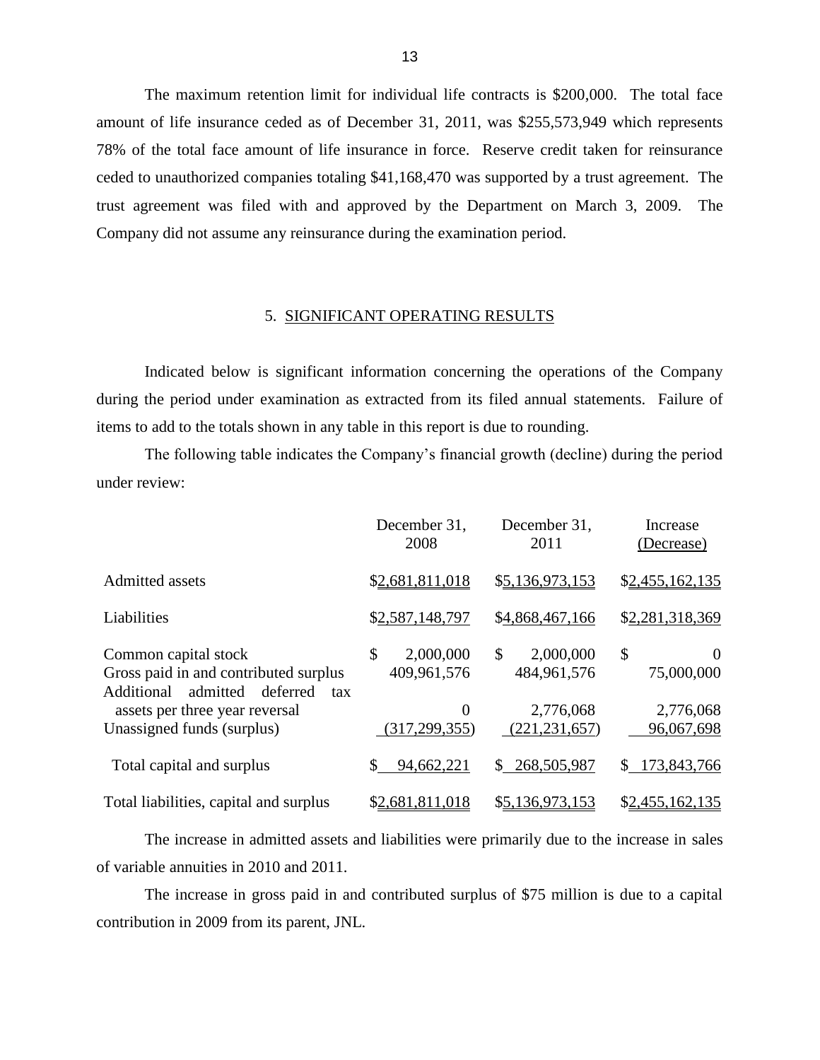The maximum retention limit for individual life contracts is $200,000. The total face amount of life insurance ceded as of December 31, 2011, was $255,573,949 which represents 78% of the total face amount of life insurance in force. Reserve credit taken for reinsurance ceded to unauthorized companies totaling $41,168,470 was supported by a trust agreement. The trust agreement was filed with and approved by the Department on March 3, 2009. The Company did not assume any reinsurance during the examination period.

## 5. SIGNIFICANT OPERATING RESULTS

Indicated below is significant information concerning the operations of the Company during the period under examination as extracted from its filed annual statements. Failure of items to add to the totals shown in any table in this report is due to rounding.

The following table indicates the Company's financial growth (decline) during the period under review:

| | December 31, 2008 | December 31, 2011 | Increase (Decrease) |
|---|---|---|---|
| Admitted assets | $2,681,811,018 | $5,136,973,153 | $2,455,162,135 |
| Liabilities | $2,587,148,797 | $4,868,467,166 | $2,281,318,369 |
| Common capital stock | $ 2,000,000 | $ 2,000,000 | $ 0 |
| Gross paid in and contributed surplus | 409,961,576 | 484,961,576 | 75,000,000 |
| Additional admitted deferred tax assets per three year reversal | 0 | 2,776,068 | 2,776,068 |
| Unassigned funds (surplus) | (317,299,355) | (221,231,657) | 96,067,698 |
| Total capital and surplus | $ 94,662,221 | $ 268,505,987 | $ 173,843,766 |
| Total liabilities, capital and surplus | $2,681,811,018 | $5,136,973,153 | $2,455,162,135 |

The increase in admitted assets and liabilities were primarily due to the increase in sales of variable annuities in 2010 and 2011.

The increase in gross paid in and contributed surplus of $75 million is due to a capital contribution in 2009 from its parent, JNL.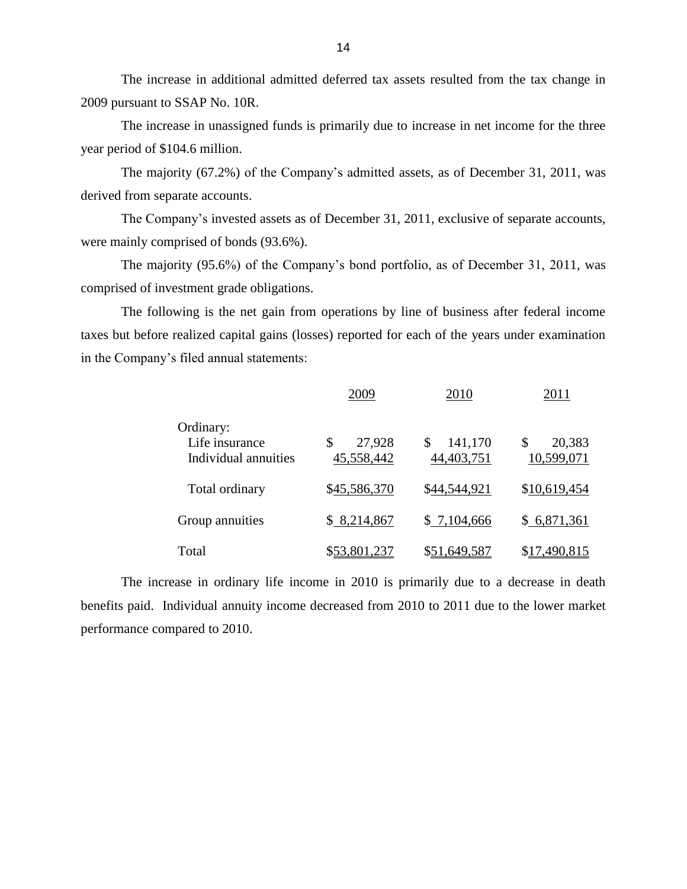The increase in additional admitted deferred tax assets resulted from the tax change in 2009 pursuant to SSAP No. 10R.

The increase in unassigned funds is primarily due to increase in net income for the three year period of $104.6 million.

The majority (67.2%) of the Company's admitted assets, as of December 31, 2011, was derived from separate accounts.

The Company's invested assets as of December 31, 2011, exclusive of separate accounts, were mainly comprised of bonds (93.6%).

The majority (95.6%) of the Company's bond portfolio, as of December 31, 2011, was comprised of investment grade obligations.

The following is the net gain from operations by line of business after federal income taxes but before realized capital gains (losses) reported for each of the years under examination in the Company's filed annual statements:

| | 2009 | 2010 | 2011 |
|---|---|---|---|
| Ordinary: | | | |
| Life insurance | $ 27,928 | $ 141,170 | $ 20,383 |
| Individual annuities | 45,558,442 | 44,403,751 | 10,599,071 |
| Total ordinary | $45,586,370 | $44,544,921 | $10,619,454 |
| Group annuities | $ 8,214,867 | $ 7,104,666 | $ 6,871,361 |
| Total | $53,801,237 | $51,649,587 | $17,490,815 |

The increase in ordinary life income in 2010 is primarily due to a decrease in death benefits paid. Individual annuity income decreased from 2010 to 2011 due to the lower market performance compared to 2010.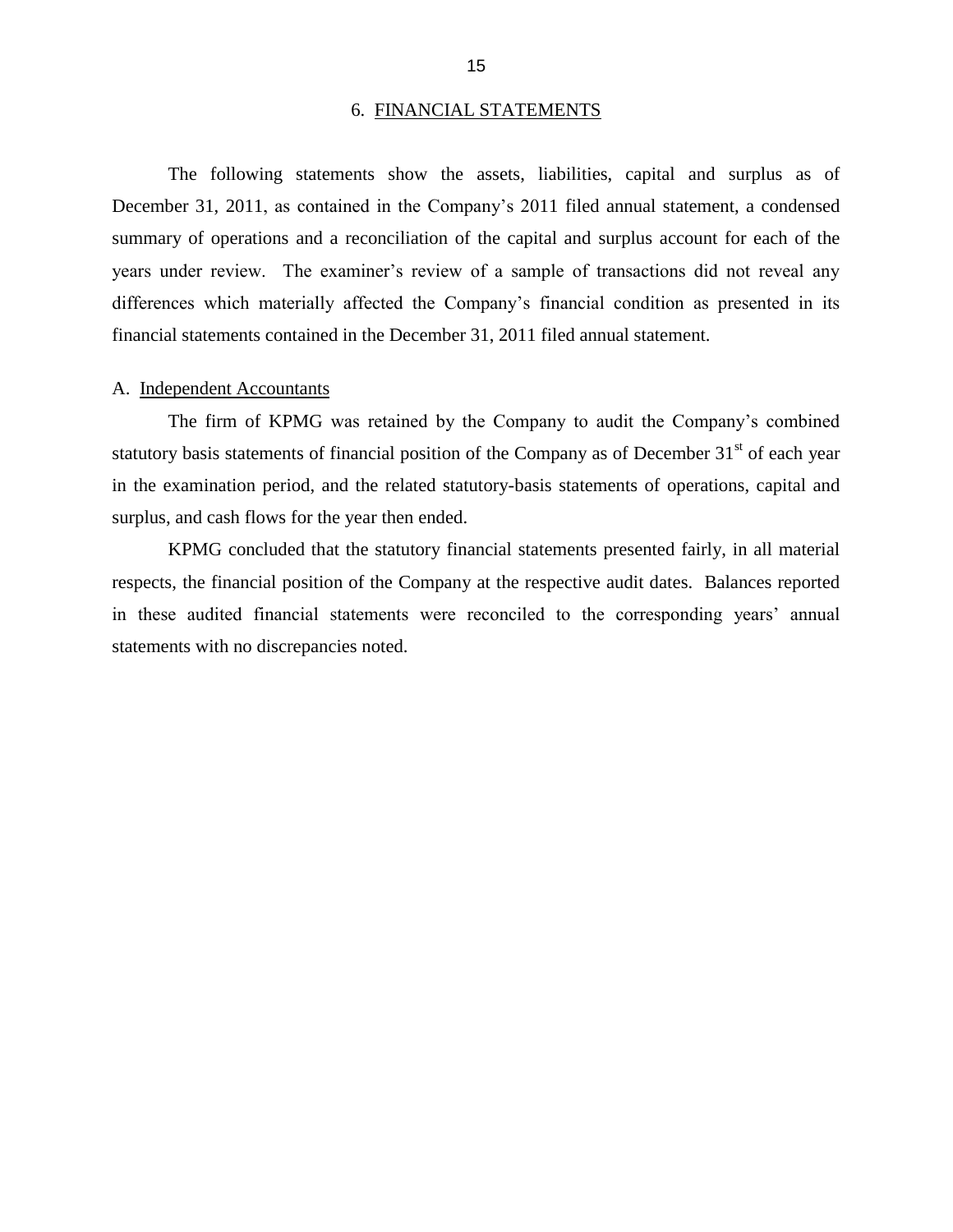## 6. FINANCIAL STATEMENTS

The following statements show the assets, liabilities, capital and surplus as of December 31, 2011, as contained in the Company's 2011 filed annual statement, a condensed summary of operations and a reconciliation of the capital and surplus account for each of the years under review. The examiner's review of a sample of transactions did not reveal any differences which materially affected the Company's financial condition as presented in its financial statements contained in the December 31, 2011 filed annual statement.

### A. Independent Accountants

The firm of KPMG was retained by the Company to audit the Company's combined statutory basis statements of financial position of the Company as of December 31st of each year in the examination period, and the related statutory-basis statements of operations, capital and surplus, and cash flows for the year then ended.

KPMG concluded that the statutory financial statements presented fairly, in all material respects, the financial position of the Company at the respective audit dates. Balances reported in these audited financial statements were reconciled to the corresponding years' annual statements with no discrepancies noted.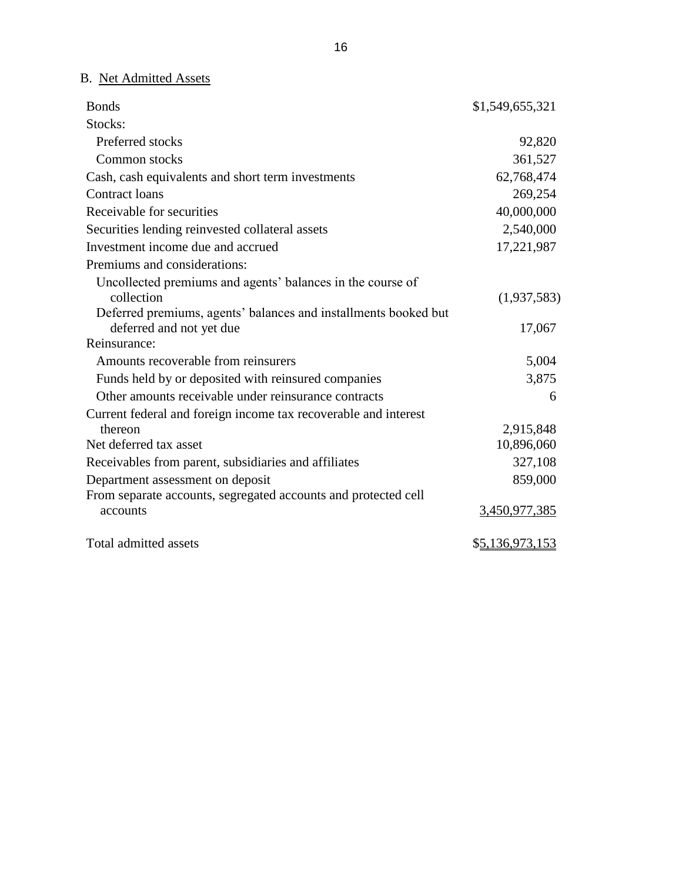B. Net Admitted Assets

| | |
|---|---|
| Bonds | $1,549,655,321 |
| Stocks: | |
| Preferred stocks | 92,820 |
| Common stocks | 361,527 |
| Cash, cash equivalents and short term investments | 62,768,474 |
| Contract loans | 269,254 |
| Receivable for securities | 40,000,000 |
| Securities lending reinvested collateral assets | 2,540,000 |
| Investment income due and accrued | 17,221,987 |
| Premiums and considerations: | |
| Uncollected premiums and agents' balances in the course of collection | (1,937,583) |
| Deferred premiums, agents' balances and installments booked but deferred and not yet due | 17,067 |
| Reinsurance: | |
| Amounts recoverable from reinsurers | 5,004 |
| Funds held by or deposited with reinsured companies | 3,875 |
| Other amounts receivable under reinsurance contracts | 6 |
| Current federal and foreign income tax recoverable and interest thereon | 2,915,848 |
| Net deferred tax asset | 10,896,060 |
| Receivables from parent, subsidiaries and affiliates | 327,108 |
| Department assessment on deposit | 859,000 |
| From separate accounts, segregated accounts and protected cell accounts | 3,450,977,385 |
| Total admitted assets | $5,136,973,153 |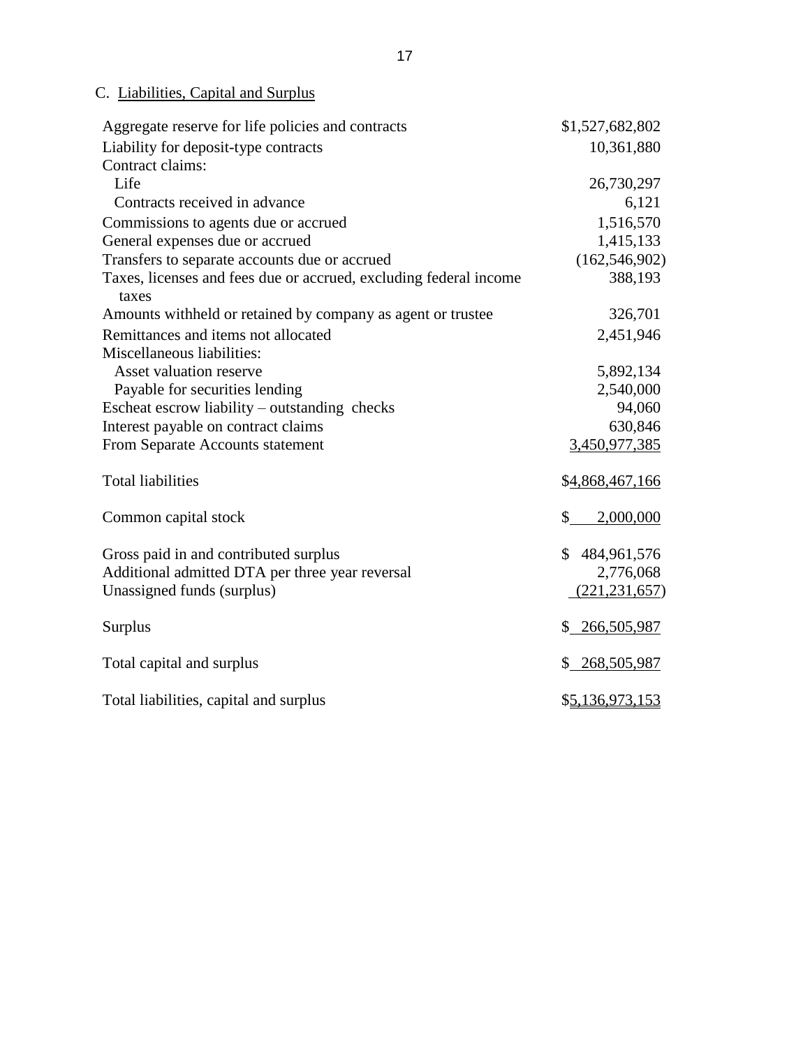## C. Liabilities, Capital and Surplus

| | |
|---|---:|
| Aggregate reserve for life policies and contracts | $1,527,682,802 |
| Liability for deposit-type contracts | 10,361,880 |
| Contract claims: | |
| Life | 26,730,297 |
| Contracts received in advance | 6,121 |
| Commissions to agents due or accrued | 1,516,570 |
| General expenses due or accrued | 1,415,133 |
| Transfers to separate accounts due or accrued | (162,546,902) |
| Taxes, licenses and fees due or accrued, excluding federal income taxes | 388,193 |
| Amounts withheld or retained by company as agent or trustee | 326,701 |
| Remittances and items not allocated | 2,451,946 |
| Miscellaneous liabilities: | |
| Asset valuation reserve | 5,892,134 |
| Payable for securities lending | 2,540,000 |
| Escheat escrow liability – outstanding checks | 94,060 |
| Interest payable on contract claims | 630,846 |
| From Separate Accounts statement | 3,450,977,385 |
| Total liabilities | $4,868,467,166 |
| Common capital stock | $ 2,000,000 |
| Gross paid in and contributed surplus | $ 484,961,576 |
| Additional admitted DTA per three year reversal | 2,776,068 |
| Unassigned funds (surplus) | (221,231,657) |
| Surplus | $ 266,505,987 |
| Total capital and surplus | $ 268,505,987 |
| Total liabilities, capital and surplus | $5,136,973,153 |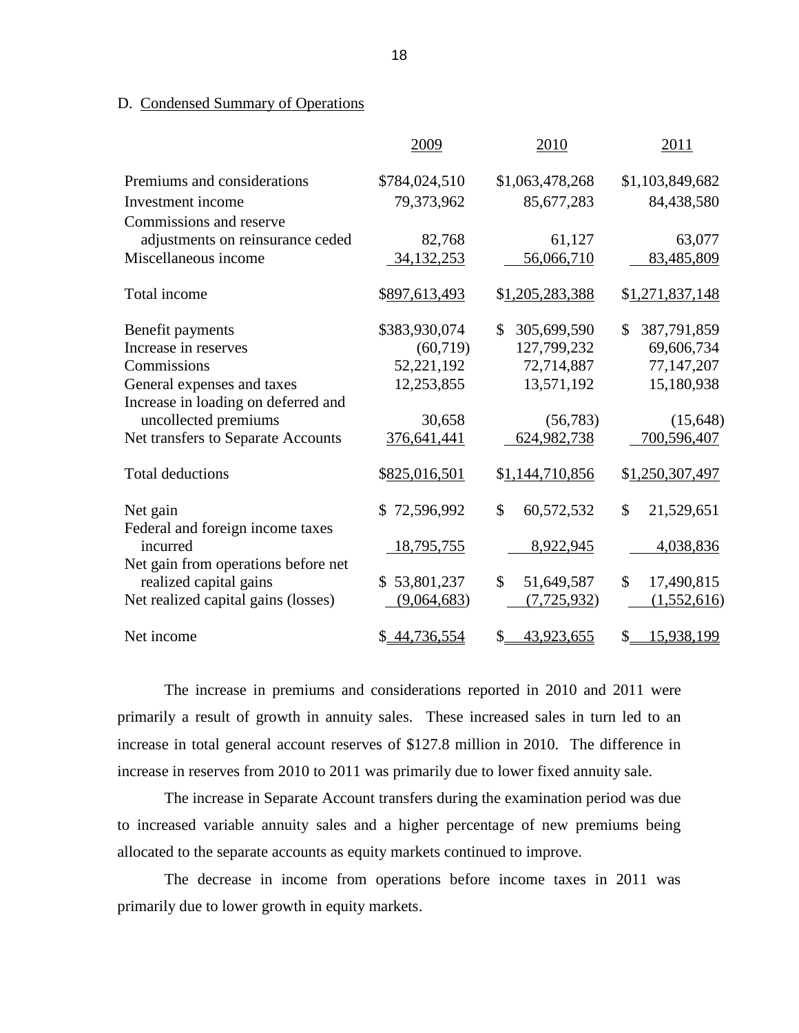D. Condensed Summary of Operations

| | 2009 | 2010 | 2011 |
|---|---|---|---|
| Premiums and considerations | $784,024,510 | $1,063,478,268 | $1,103,849,682 |
| Investment income | 79,373,962 | 85,677,283 | 84,438,580 |
| Commissions and reserve adjustments on reinsurance ceded | 82,768 | 61,127 | 63,077 |
| Miscellaneous income | 34,132,253 | 56,066,710 | 83,485,809 |
| Total income | $897,613,493 | $1,205,283,388 | $1,271,837,148 |
| Benefit payments | $383,930,074 | $ 305,699,590 | $ 387,791,859 |
| Increase in reserves | (60,719) | 127,799,232 | 69,606,734 |
| Commissions | 52,221,192 | 72,714,887 | 77,147,207 |
| General expenses and taxes | 12,253,855 | 13,571,192 | 15,180,938 |
| Increase in loading on deferred and uncollected premiums | 30,658 | (56,783) | (15,648) |
| Net transfers to Separate Accounts | 376,641,441 | 624,982,738 | 700,596,407 |
| Total deductions | $825,016,501 | $1,144,710,856 | $1,250,307,497 |
| Net gain | $ 72,596,992 | $ 60,572,532 | $ 21,529,651 |
| Federal and foreign income taxes incurred | 18,795,755 | 8,922,945 | 4,038,836 |
| Net gain from operations before net realized capital gains | $ 53,801,237 | $ 51,649,587 | $ 17,490,815 |
| Net realized capital gains (losses) | (9,064,683) | (7,725,932) | (1,552,616) |
| Net income | $ 44,736,554 | $ 43,923,655 | $ 15,938,199 |

The increase in premiums and considerations reported in 2010 and 2011 were primarily a result of growth in annuity sales. These increased sales in turn led to an increase in total general account reserves of $127.8 million in 2010. The difference in increase in reserves from 2010 to 2011 was primarily due to lower fixed annuity sale.

The increase in Separate Account transfers during the examination period was due to increased variable annuity sales and a higher percentage of new premiums being allocated to the separate accounts as equity markets continued to improve.

The decrease in income from operations before income taxes in 2011 was primarily due to lower growth in equity markets.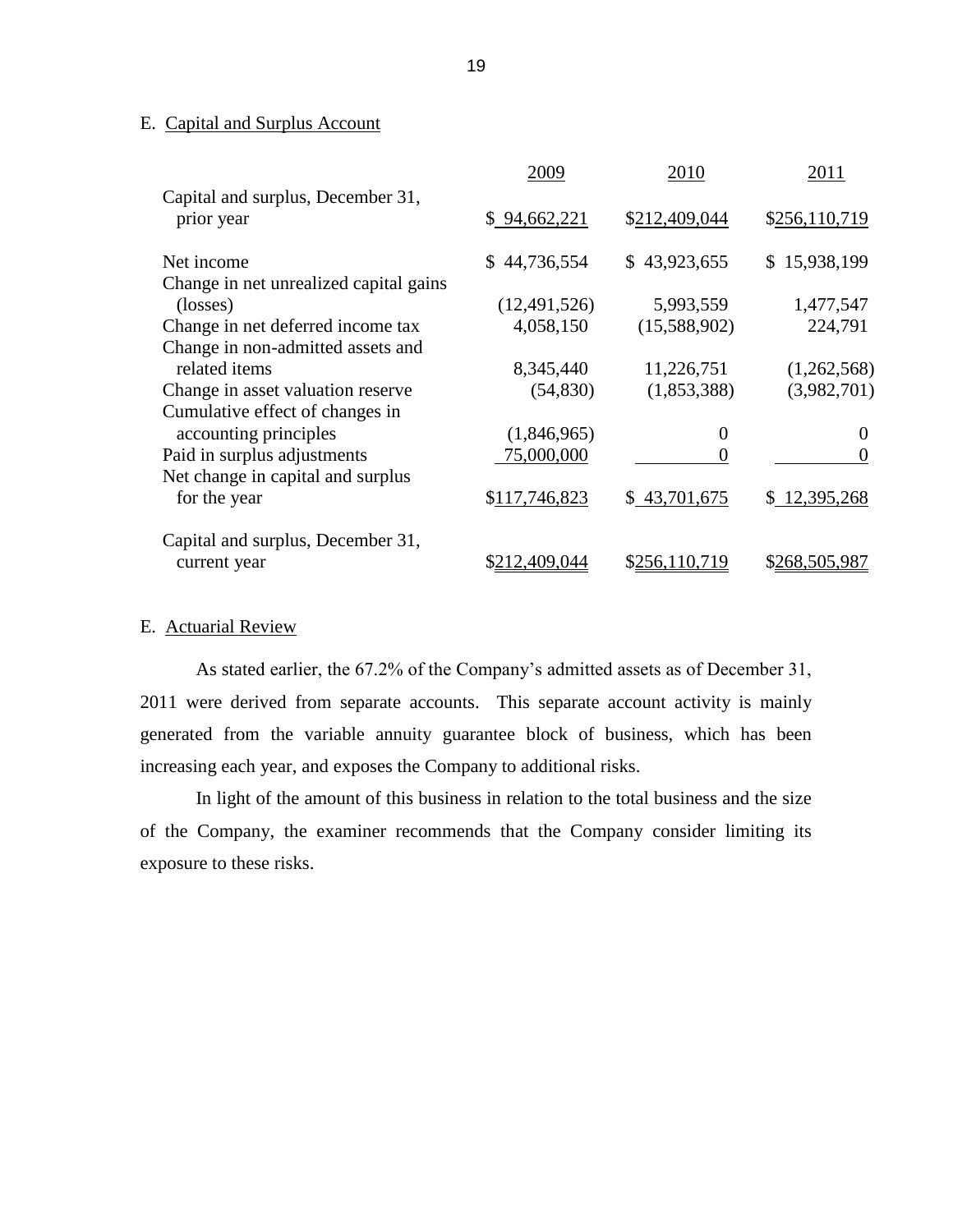## E. Capital and Surplus Account

| | 2009 | 2010 | 2011 |
|---|---|---|---|
| Capital and surplus, December 31, prior year | $ 94,662,221 | $212,409,044 | $256,110,719 |
| Net income | $ 44,736,554 | $ 43,923,655 | $ 15,938,199 |
| Change in net unrealized capital gains (losses) | (12,491,526) | 5,993,559 | 1,477,547 |
| Change in net deferred income tax | 4,058,150 | (15,588,902) | 224,791 |
| Change in non-admitted assets and related items | 8,345,440 | 11,226,751 | (1,262,568) |
| Change in asset valuation reserve | (54,830) | (1,853,388) | (3,982,701) |
| Cumulative effect of changes in accounting principles | (1,846,965) | 0 | 0 |
| Paid in surplus adjustments | 75,000,000 | 0 | 0 |
| Net change in capital and surplus for the year | $117,746,823 | $ 43,701,675 | $ 12,395,268 |
| Capital and surplus, December 31, current year | $212,409,044 | $256,110,719 | $268,505,987 |

## E. Actuarial Review

As stated earlier, the 67.2% of the Company's admitted assets as of December 31, 2011 were derived from separate accounts. This separate account activity is mainly generated from the variable annuity guarantee block of business, which has been increasing each year, and exposes the Company to additional risks.

In light of the amount of this business in relation to the total business and the size of the Company, the examiner recommends that the Company consider limiting its exposure to these risks.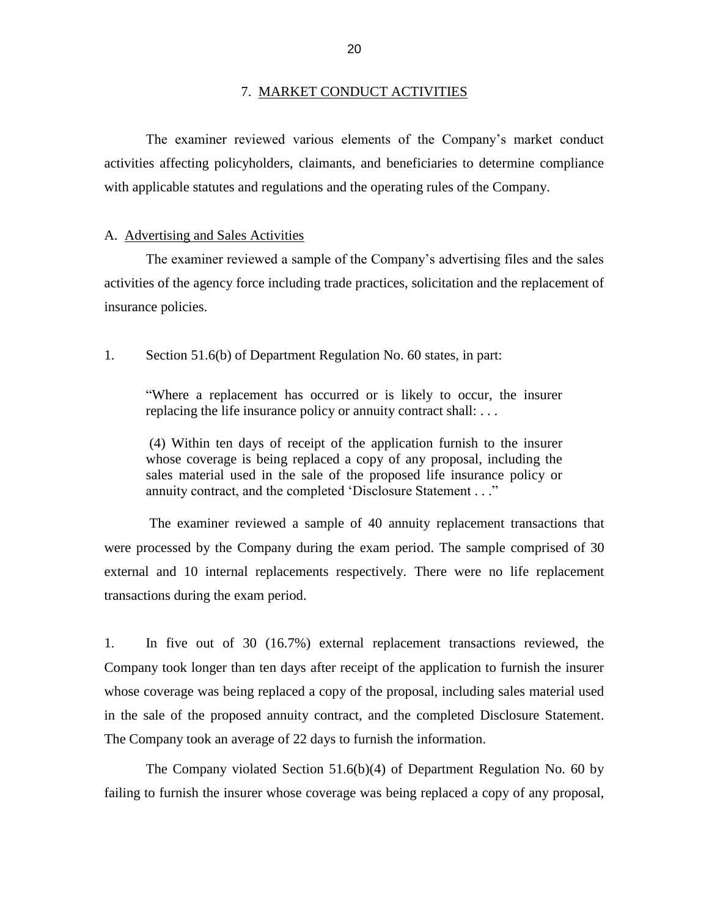## 7. MARKET CONDUCT ACTIVITIES

The examiner reviewed various elements of the Company's market conduct activities affecting policyholders, claimants, and beneficiaries to determine compliance with applicable statutes and regulations and the operating rules of the Company.

### A. Advertising and Sales Activities

The examiner reviewed a sample of the Company's advertising files and the sales activities of the agency force including trade practices, solicitation and the replacement of insurance policies.

1. Section 51.6(b) of Department Regulation No. 60 states, in part:

> "Where a replacement has occurred or is likely to occur, the insurer replacing the life insurance policy or annuity contract shall: . . .
>
> (4) Within ten days of receipt of the application furnish to the insurer whose coverage is being replaced a copy of any proposal, including the sales material used in the sale of the proposed life insurance policy or annuity contract, and the completed 'Disclosure Statement . . ."

The examiner reviewed a sample of 40 annuity replacement transactions that were processed by the Company during the exam period. The sample comprised of 30 external and 10 internal replacements respectively. There were no life replacement transactions during the exam period.

1. In five out of 30 (16.7%) external replacement transactions reviewed, the Company took longer than ten days after receipt of the application to furnish the insurer whose coverage was being replaced a copy of the proposal, including sales material used in the sale of the proposed annuity contract, and the completed Disclosure Statement. The Company took an average of 22 days to furnish the information.

The Company violated Section 51.6(b)(4) of Department Regulation No. 60 by failing to furnish the insurer whose coverage was being replaced a copy of any proposal,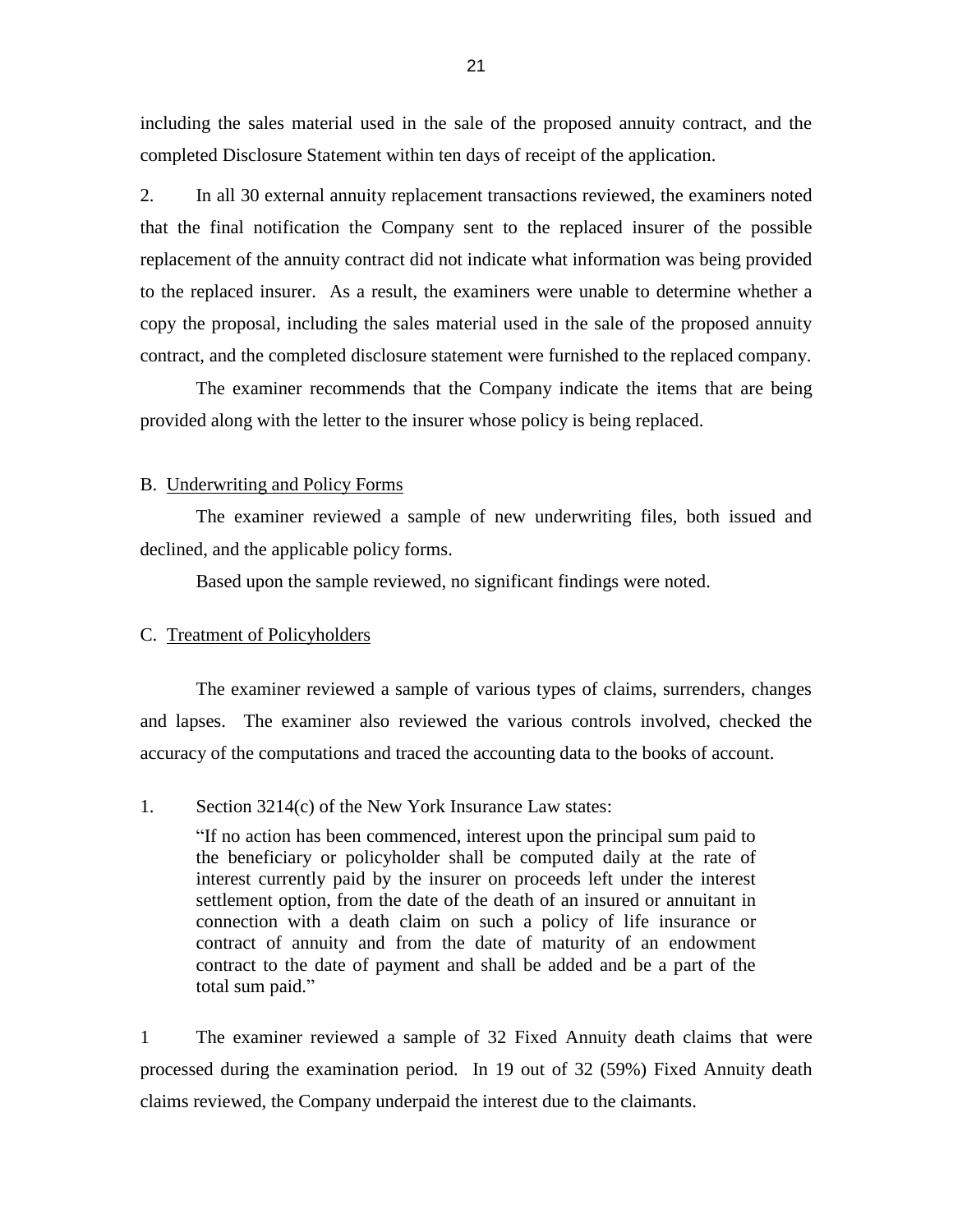including the sales material used in the sale of the proposed annuity contract, and the completed Disclosure Statement within ten days of receipt of the application.

2. In all 30 external annuity replacement transactions reviewed, the examiners noted that the final notification the Company sent to the replaced insurer of the possible replacement of the annuity contract did not indicate what information was being provided to the replaced insurer. As a result, the examiners were unable to determine whether a copy the proposal, including the sales material used in the sale of the proposed annuity contract, and the completed disclosure statement were furnished to the replaced company.

The examiner recommends that the Company indicate the items that are being provided along with the letter to the insurer whose policy is being replaced.

B. Underwriting and Policy Forms

The examiner reviewed a sample of new underwriting files, both issued and declined, and the applicable policy forms.

Based upon the sample reviewed, no significant findings were noted.

C. Treatment of Policyholders

The examiner reviewed a sample of various types of claims, surrenders, changes and lapses. The examiner also reviewed the various controls involved, checked the accuracy of the computations and traced the accounting data to the books of account.

1. Section 3214(c) of the New York Insurance Law states:

> "If no action has been commenced, interest upon the principal sum paid to the beneficiary or policyholder shall be computed daily at the rate of interest currently paid by the insurer on proceeds left under the interest settlement option, from the date of the death of an insured or annuitant in connection with a death claim on such a policy of life insurance or contract of annuity and from the date of maturity of an endowment contract to the date of payment and shall be added and be a part of the total sum paid."

1 The examiner reviewed a sample of 32 Fixed Annuity death claims that were processed during the examination period. In 19 out of 32 (59%) Fixed Annuity death claims reviewed, the Company underpaid the interest due to the claimants.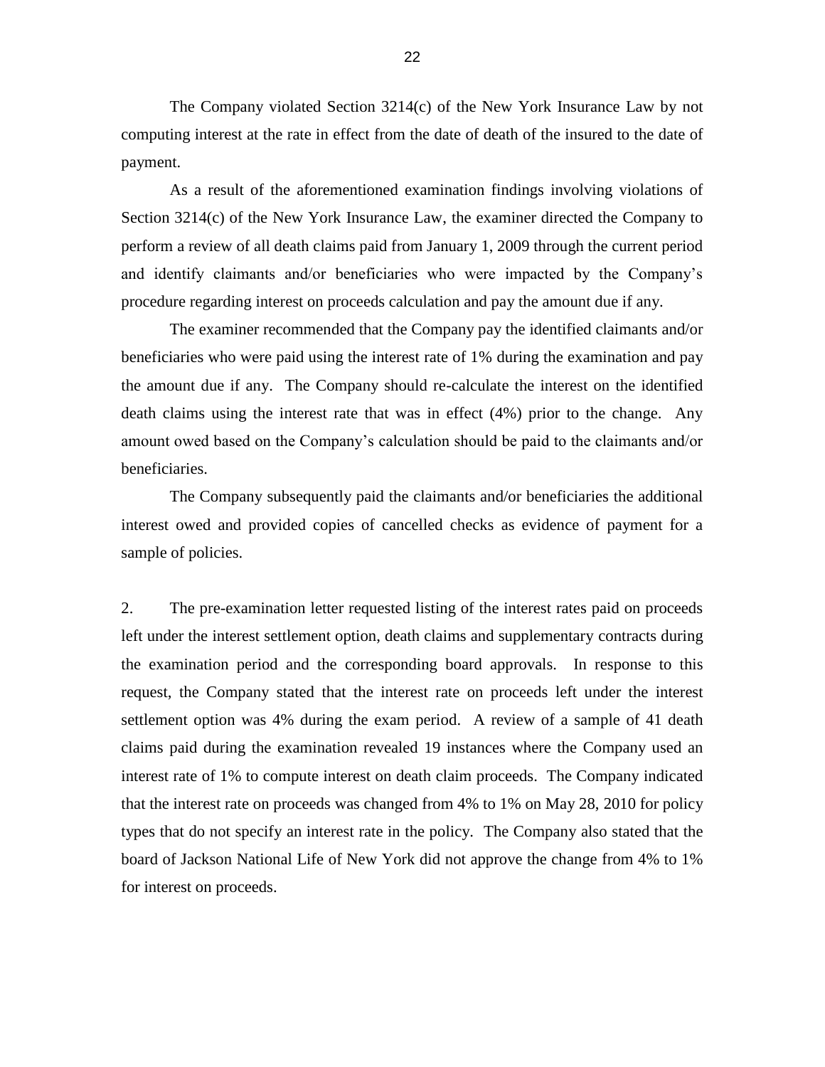The Company violated Section 3214(c) of the New York Insurance Law by not computing interest at the rate in effect from the date of death of the insured to the date of payment.

As a result of the aforementioned examination findings involving violations of Section 3214(c) of the New York Insurance Law, the examiner directed the Company to perform a review of all death claims paid from January 1, 2009 through the current period and identify claimants and/or beneficiaries who were impacted by the Company's procedure regarding interest on proceeds calculation and pay the amount due if any.

The examiner recommended that the Company pay the identified claimants and/or beneficiaries who were paid using the interest rate of 1% during the examination and pay the amount due if any. The Company should re-calculate the interest on the identified death claims using the interest rate that was in effect (4%) prior to the change. Any amount owed based on the Company's calculation should be paid to the claimants and/or beneficiaries.

The Company subsequently paid the claimants and/or beneficiaries the additional interest owed and provided copies of cancelled checks as evidence of payment for a sample of policies.

2. The pre-examination letter requested listing of the interest rates paid on proceeds left under the interest settlement option, death claims and supplementary contracts during the examination period and the corresponding board approvals. In response to this request, the Company stated that the interest rate on proceeds left under the interest settlement option was 4% during the exam period. A review of a sample of 41 death claims paid during the examination revealed 19 instances where the Company used an interest rate of 1% to compute interest on death claim proceeds. The Company indicated that the interest rate on proceeds was changed from 4% to 1% on May 28, 2010 for policy types that do not specify an interest rate in the policy. The Company also stated that the board of Jackson National Life of New York did not approve the change from 4% to 1% for interest on proceeds.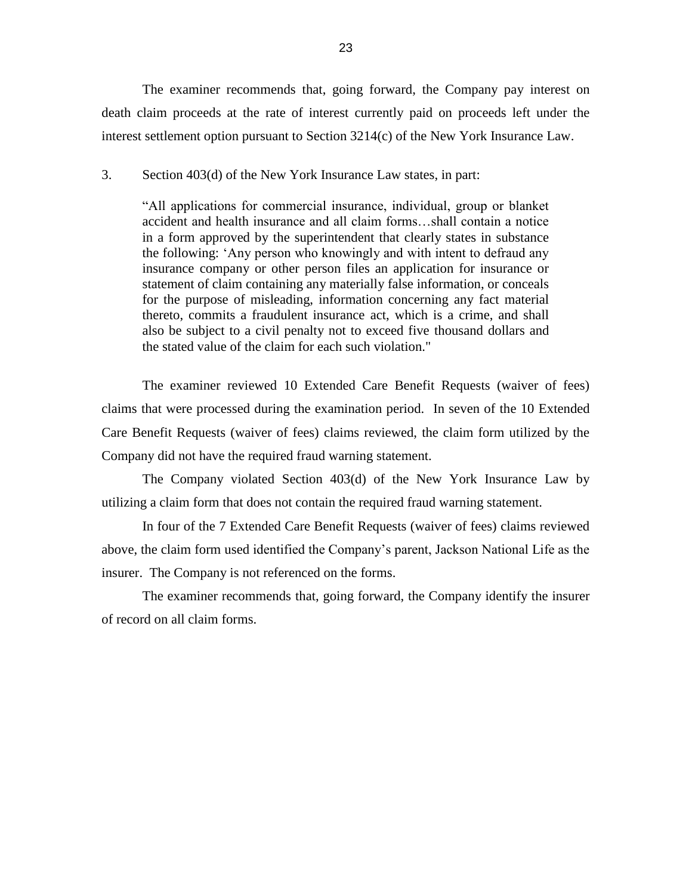The examiner recommends that, going forward, the Company pay interest on death claim proceeds at the rate of interest currently paid on proceeds left under the interest settlement option pursuant to Section 3214(c) of the New York Insurance Law.

3. Section 403(d) of the New York Insurance Law states, in part:

> "All applications for commercial insurance, individual, group or blanket accident and health insurance and all claim forms…shall contain a notice in a form approved by the superintendent that clearly states in substance the following: 'Any person who knowingly and with intent to defraud any insurance company or other person files an application for insurance or statement of claim containing any materially false information, or conceals for the purpose of misleading, information concerning any fact material thereto, commits a fraudulent insurance act, which is a crime, and shall also be subject to a civil penalty not to exceed five thousand dollars and the stated value of the claim for each such violation."

The examiner reviewed 10 Extended Care Benefit Requests (waiver of fees) claims that were processed during the examination period. In seven of the 10 Extended Care Benefit Requests (waiver of fees) claims reviewed, the claim form utilized by the Company did not have the required fraud warning statement.

The Company violated Section 403(d) of the New York Insurance Law by utilizing a claim form that does not contain the required fraud warning statement.

In four of the 7 Extended Care Benefit Requests (waiver of fees) claims reviewed above, the claim form used identified the Company's parent, Jackson National Life as the insurer. The Company is not referenced on the forms.

The examiner recommends that, going forward, the Company identify the insurer of record on all claim forms.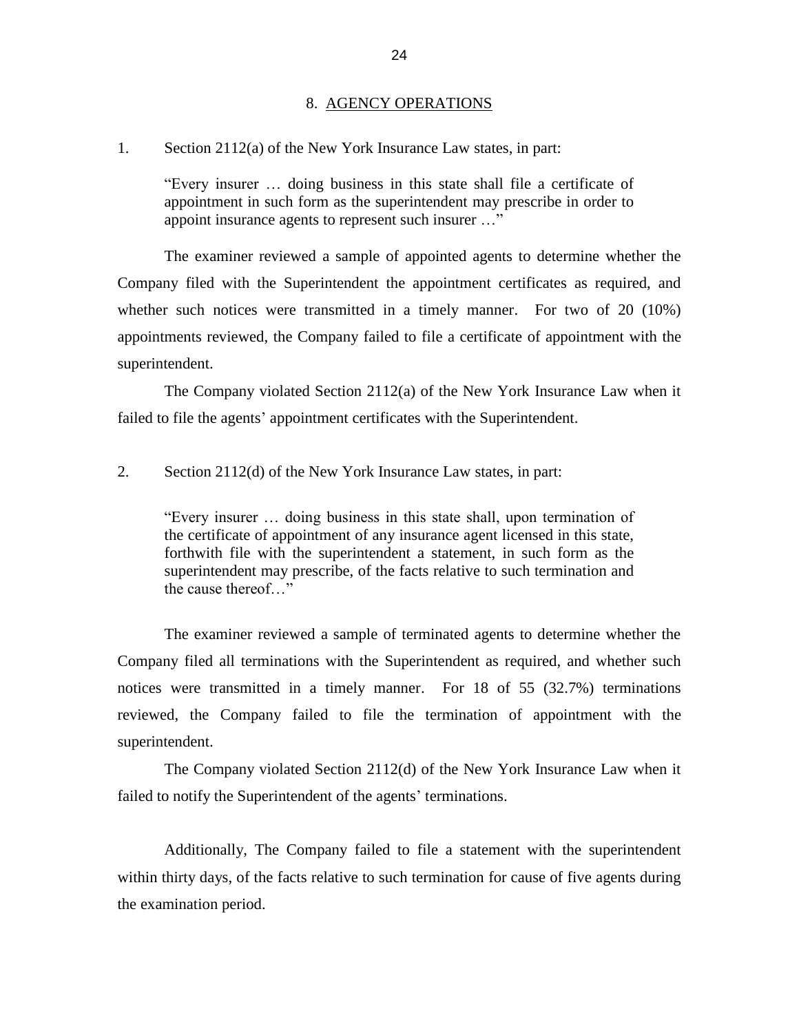## 8. AGENCY OPERATIONS

1. Section 2112(a) of the New York Insurance Law states, in part:

> "Every insurer … doing business in this state shall file a certificate of appointment in such form as the superintendent may prescribe in order to appoint insurance agents to represent such insurer …"

The examiner reviewed a sample of appointed agents to determine whether the Company filed with the Superintendent the appointment certificates as required, and whether such notices were transmitted in a timely manner. For two of 20 (10%) appointments reviewed, the Company failed to file a certificate of appointment with the superintendent.

The Company violated Section 2112(a) of the New York Insurance Law when it failed to file the agents' appointment certificates with the Superintendent.

2. Section 2112(d) of the New York Insurance Law states, in part:

> "Every insurer … doing business in this state shall, upon termination of the certificate of appointment of any insurance agent licensed in this state, forthwith file with the superintendent a statement, in such form as the superintendent may prescribe, of the facts relative to such termination and the cause thereof…"

The examiner reviewed a sample of terminated agents to determine whether the Company filed all terminations with the Superintendent as required, and whether such notices were transmitted in a timely manner. For 18 of 55 (32.7%) terminations reviewed, the Company failed to file the termination of appointment with the superintendent.

The Company violated Section 2112(d) of the New York Insurance Law when it failed to notify the Superintendent of the agents' terminations.

Additionally, The Company failed to file a statement with the superintendent within thirty days, of the facts relative to such termination for cause of five agents during the examination period.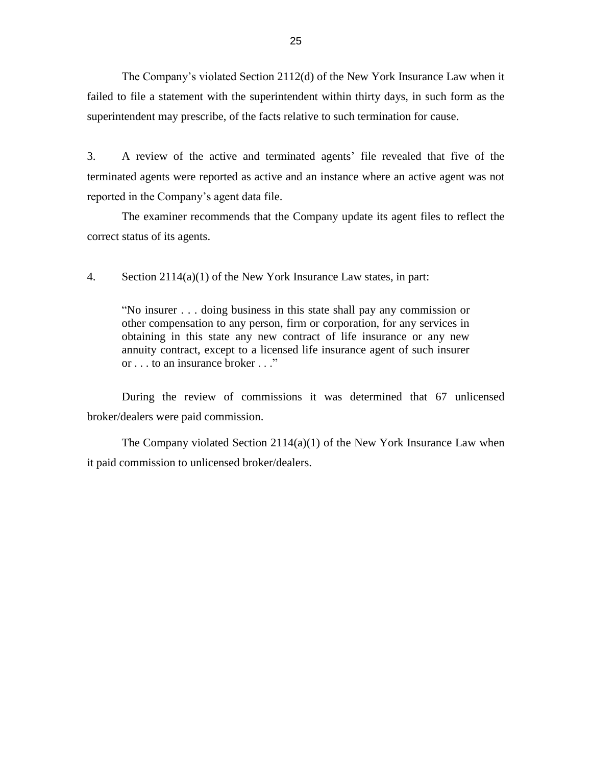The Company's violated Section 2112(d) of the New York Insurance Law when it failed to file a statement with the superintendent within thirty days, in such form as the superintendent may prescribe, of the facts relative to such termination for cause.

3. A review of the active and terminated agents' file revealed that five of the terminated agents were reported as active and an instance where an active agent was not reported in the Company's agent data file.

The examiner recommends that the Company update its agent files to reflect the correct status of its agents.

4. Section 2114(a)(1) of the New York Insurance Law states, in part:

> "No insurer . . . doing business in this state shall pay any commission or other compensation to any person, firm or corporation, for any services in obtaining in this state any new contract of life insurance or any new annuity contract, except to a licensed life insurance agent of such insurer or . . . to an insurance broker . . ."

During the review of commissions it was determined that 67 unlicensed broker/dealers were paid commission.

The Company violated Section 2114(a)(1) of the New York Insurance Law when it paid commission to unlicensed broker/dealers.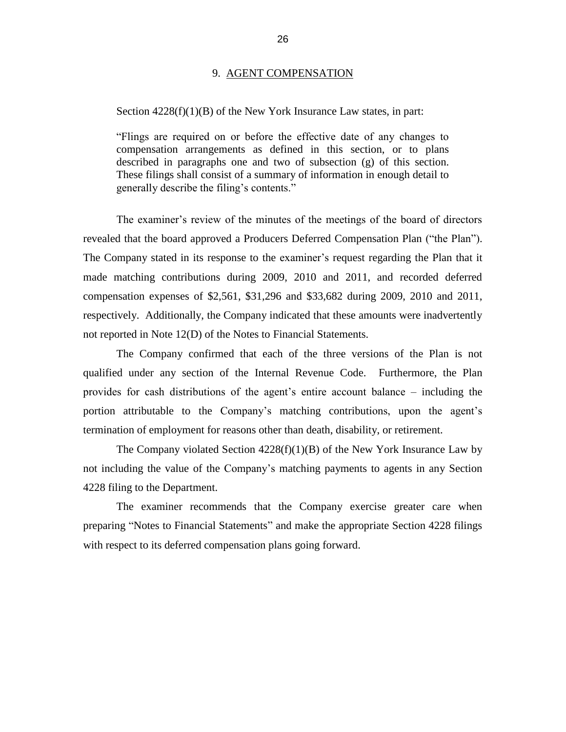## 9. AGENT COMPENSATION

Section 4228(f)(1)(B) of the New York Insurance Law states, in part:

> "Flings are required on or before the effective date of any changes to compensation arrangements as defined in this section, or to plans described in paragraphs one and two of subsection (g) of this section. These filings shall consist of a summary of information in enough detail to generally describe the filing's contents."

The examiner's review of the minutes of the meetings of the board of directors revealed that the board approved a Producers Deferred Compensation Plan ("the Plan"). The Company stated in its response to the examiner's request regarding the Plan that it made matching contributions during 2009, 2010 and 2011, and recorded deferred compensation expenses of $2,561, $31,296 and $33,682 during 2009, 2010 and 2011, respectively. Additionally, the Company indicated that these amounts were inadvertently not reported in Note 12(D) of the Notes to Financial Statements.

The Company confirmed that each of the three versions of the Plan is not qualified under any section of the Internal Revenue Code. Furthermore, the Plan provides for cash distributions of the agent's entire account balance – including the portion attributable to the Company's matching contributions, upon the agent's termination of employment for reasons other than death, disability, or retirement.

The Company violated Section 4228(f)(1)(B) of the New York Insurance Law by not including the value of the Company's matching payments to agents in any Section 4228 filing to the Department.

The examiner recommends that the Company exercise greater care when preparing "Notes to Financial Statements" and make the appropriate Section 4228 filings with respect to its deferred compensation plans going forward.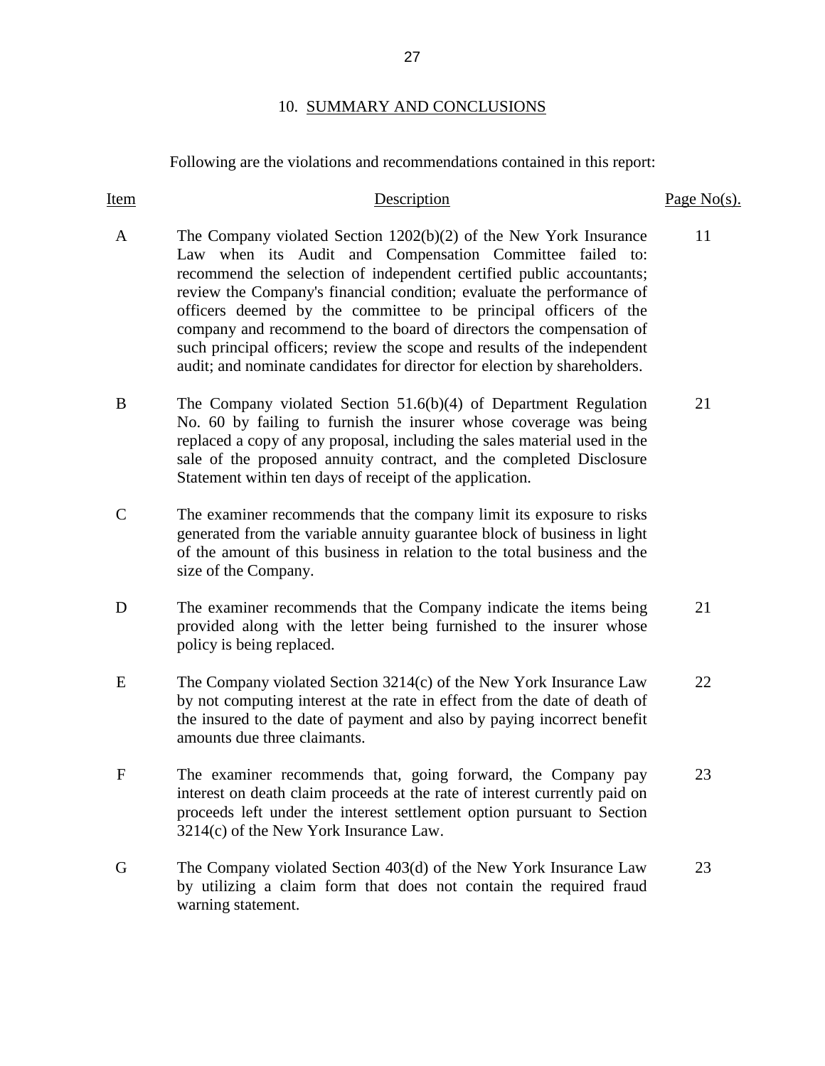## 10. SUMMARY AND CONCLUSIONS

Following are the violations and recommendations contained in this report:

| Item | Description | Page No(s). |
|---|---|---|
| A | The Company violated Section 1202(b)(2) of the New York Insurance Law when its Audit and Compensation Committee failed to: recommend the selection of independent certified public accountants; review the Company's financial condition; evaluate the performance of officers deemed by the committee to be principal officers of the company and recommend to the board of directors the compensation of such principal officers; review the scope and results of the independent audit; and nominate candidates for director for election by shareholders. | 11 |
| B | The Company violated Section 51.6(b)(4) of Department Regulation No. 60 by failing to furnish the insurer whose coverage was being replaced a copy of any proposal, including the sales material used in the sale of the proposed annuity contract, and the completed Disclosure Statement within ten days of receipt of the application. | 21 |
| C | The examiner recommends that the company limit its exposure to risks generated from the variable annuity guarantee block of business in light of the amount of this business in relation to the total business and the size of the Company. | |
| D | The examiner recommends that the Company indicate the items being provided along with the letter being furnished to the insurer whose policy is being replaced. | 21 |
| E | The Company violated Section 3214(c) of the New York Insurance Law by not computing interest at the rate in effect from the date of death of the insured to the date of payment and also by paying incorrect benefit amounts due three claimants. | 22 |
| F | The examiner recommends that, going forward, the Company pay interest on death claim proceeds at the rate of interest currently paid on proceeds left under the interest settlement option pursuant to Section 3214(c) of the New York Insurance Law. | 23 |
| G | The Company violated Section 403(d) of the New York Insurance Law by utilizing a claim form that does not contain the required fraud warning statement. | 23 |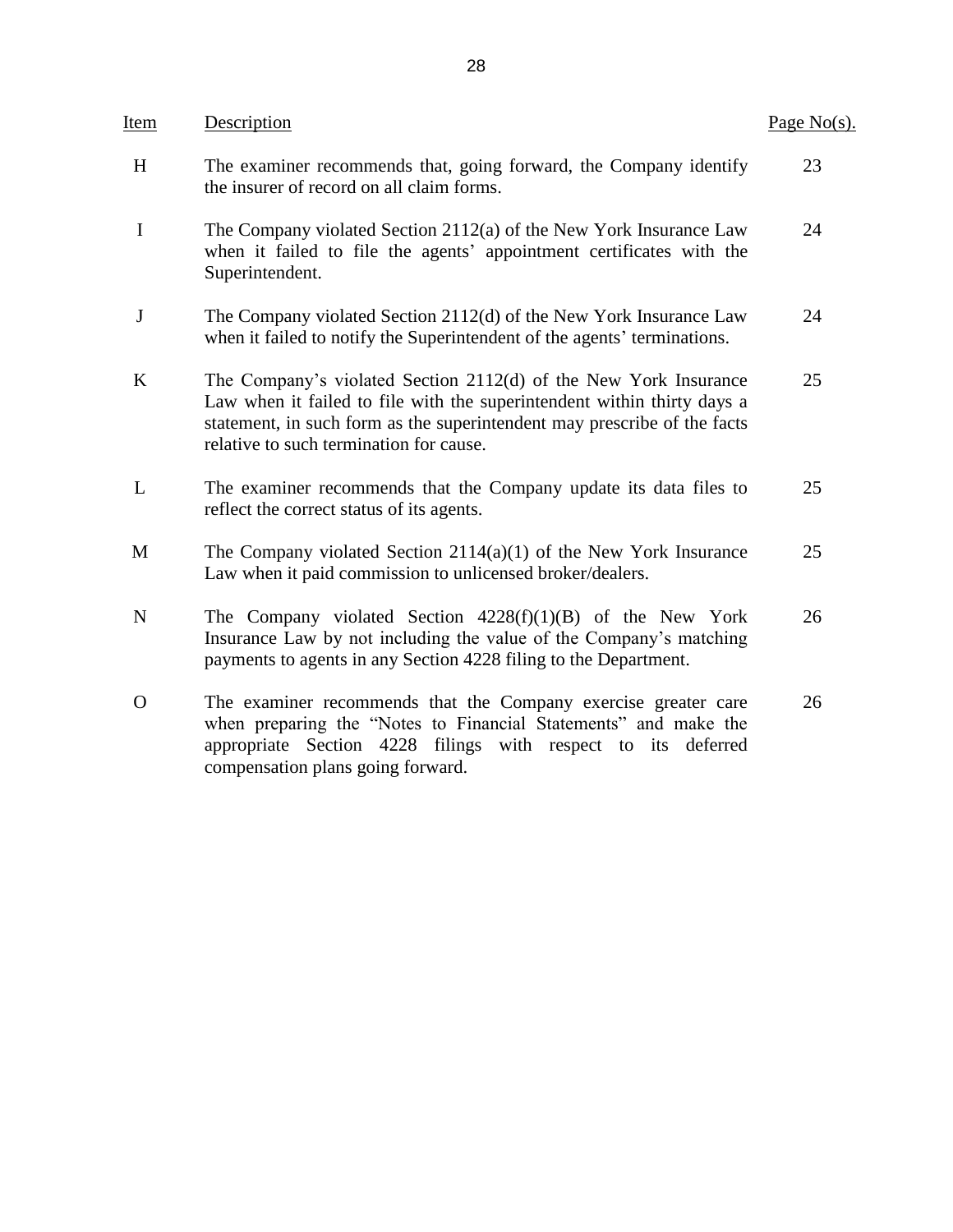| Item | Description | Page No(s). |
|---|---|---|
| H | The examiner recommends that, going forward, the Company identify the insurer of record on all claim forms. | 23 |
| I | The Company violated Section 2112(a) of the New York Insurance Law when it failed to file the agents' appointment certificates with the Superintendent. | 24 |
| J | The Company violated Section 2112(d) of the New York Insurance Law when it failed to notify the Superintendent of the agents' terminations. | 24 |
| K | The Company's violated Section 2112(d) of the New York Insurance Law when it failed to file with the superintendent within thirty days a statement, in such form as the superintendent may prescribe of the facts relative to such termination for cause. | 25 |
| L | The examiner recommends that the Company update its data files to reflect the correct status of its agents. | 25 |
| M | The Company violated Section 2114(a)(1) of the New York Insurance Law when it paid commission to unlicensed broker/dealers. | 25 |
| N | The Company violated Section 4228(f)(1)(B) of the New York Insurance Law by not including the value of the Company's matching payments to agents in any Section 4228 filing to the Department. | 26 |
| O | The examiner recommends that the Company exercise greater care when preparing the "Notes to Financial Statements" and make the appropriate Section 4228 filings with respect to its deferred compensation plans going forward. | 26 |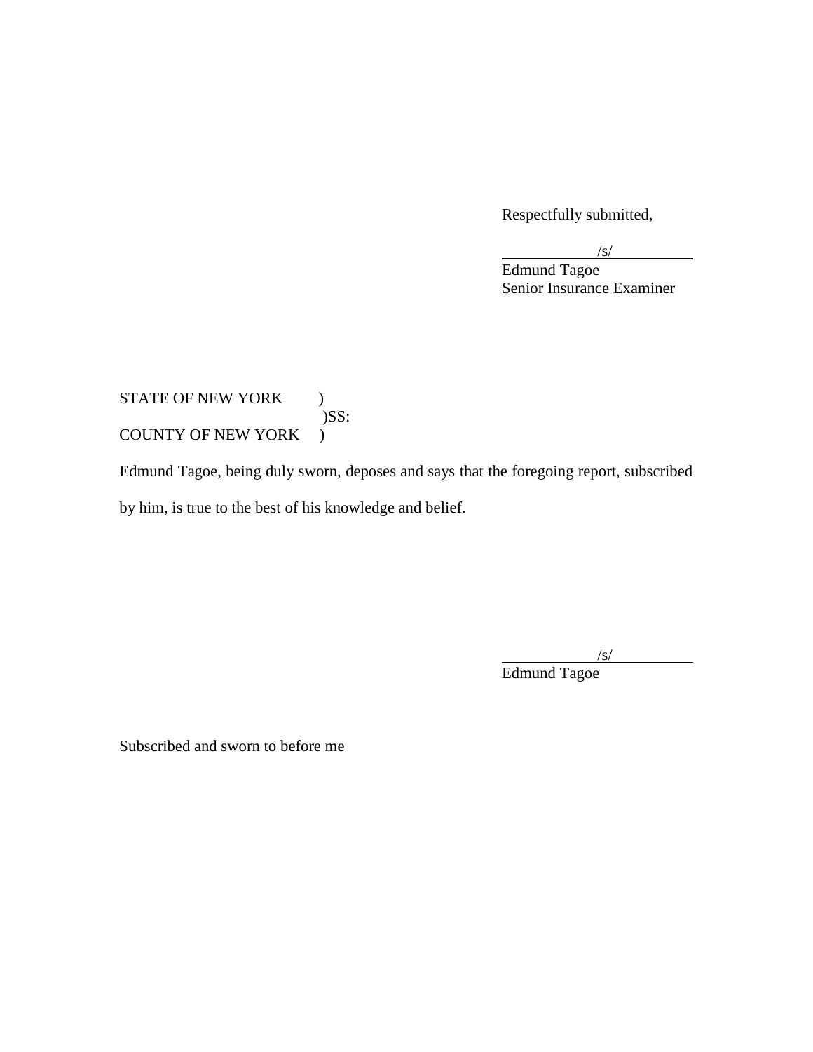Respectfully submitted,

/s/

Edmund Tagoe
Senior Insurance Examiner

STATE OF NEW YORK )
)SS:
COUNTY OF NEW YORK )

Edmund Tagoe, being duly sworn, deposes and says that the foregoing report, subscribed by him, is true to the best of his knowledge and belief.

/s/

Edmund Tagoe

Subscribed and sworn to before me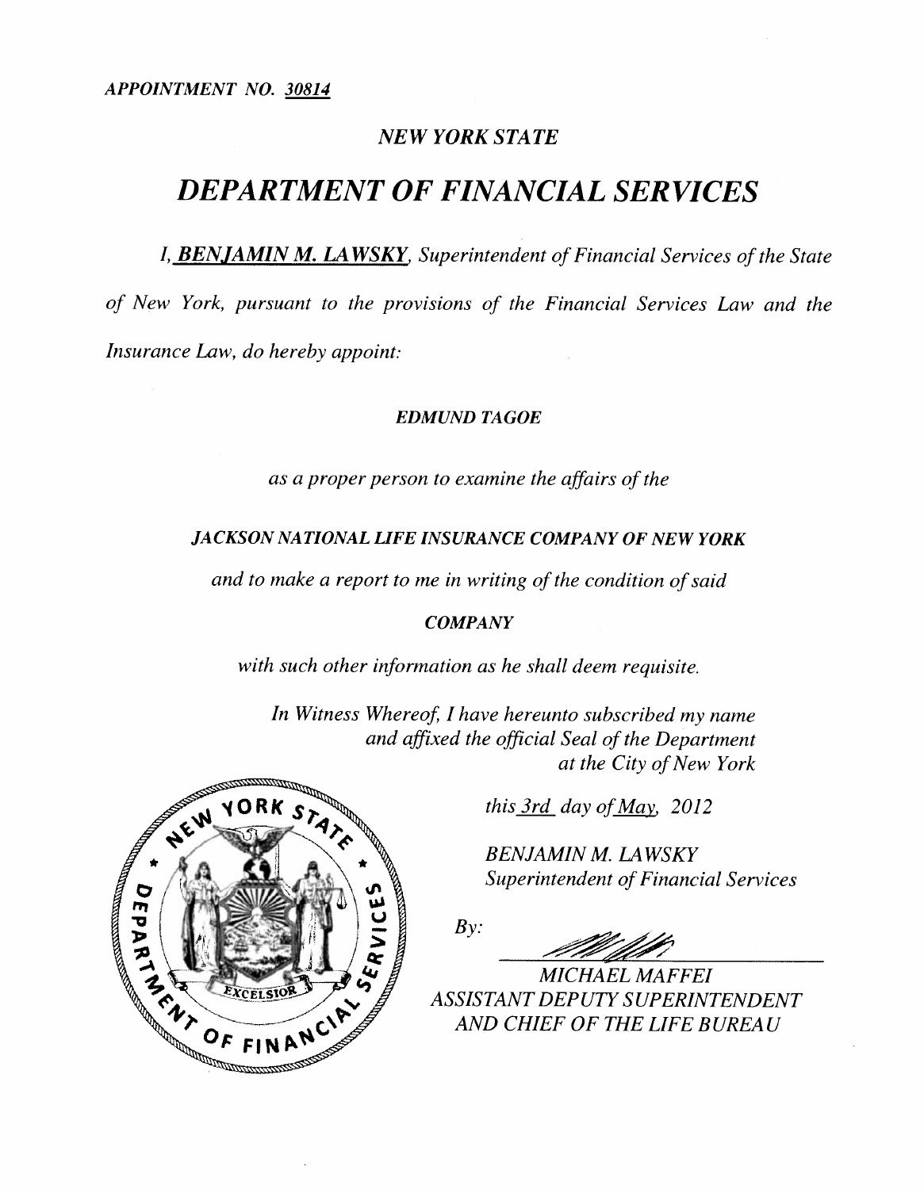*APPOINTMENT NO. 30814*

*NEW YORK STATE*

# *DEPARTMENT OF FINANCIAL SERVICES*

*I, **BENJAMIN M. LAWSKY**, Superintendent of Financial Services of the State of New York, pursuant to the provisions of the Financial Services Law and the Insurance Law, do hereby appoint:*

***EDMUND TAGOE***

*as a proper person to examine the affairs of the*

***JACKSON NATIONAL LIFE INSURANCE COMPANY OF NEW YORK***

*and to make a report to me in writing of the condition of said*

***COMPANY***

*with such other information as he shall deem requisite.*

*In Witness Whereof, I have hereunto subscribed my name and affixed the official Seal of the Department at the City of New York*

*this 3rd day of May, 2012*

*BENJAMIN M. LAWSKY*
*Superintendent of Financial Services*

*By:*

*MICHAEL MAFFEI*
*ASSISTANT DEPUTY SUPERINTENDENT AND CHIEF OF THE LIFE BUREAU*